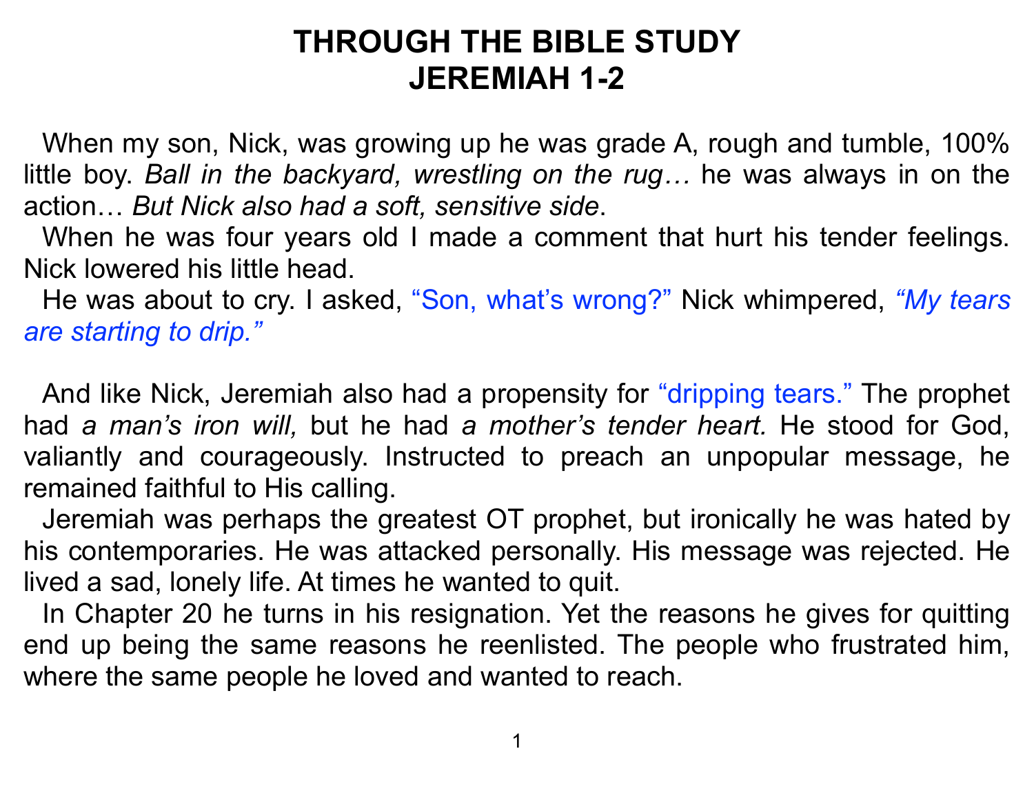# THROUGH THE BIBLE STUDY
# JEREMIAH 1-2

When my son, Nick, was growing up he was grade A, rough and tumble, 100% little boy. *Ball in the backyard, wrestling on the rug…* he was always in on the action… *But Nick also had a soft, sensitive side*.

When he was four years old I made a comment that hurt his tender feelings. Nick lowered his little head.

He was about to cry. I asked, "Son, what's wrong?" Nick whimpered, *"My tears are starting to drip."*

And like Nick, Jeremiah also had a propensity for "dripping tears." The prophet had *a man's iron will,* but he had *a mother's tender heart.* He stood for God, valiantly and courageously. Instructed to preach an unpopular message, he remained faithful to His calling.

Jeremiah was perhaps the greatest OT prophet, but ironically he was hated by his contemporaries. He was attacked personally. His message was rejected. He lived a sad, lonely life. At times he wanted to quit.

In Chapter 20 he turns in his resignation. Yet the reasons he gives for quitting end up being the same reasons he reenlisted. The people who frustrated him, where the same people he loved and wanted to reach.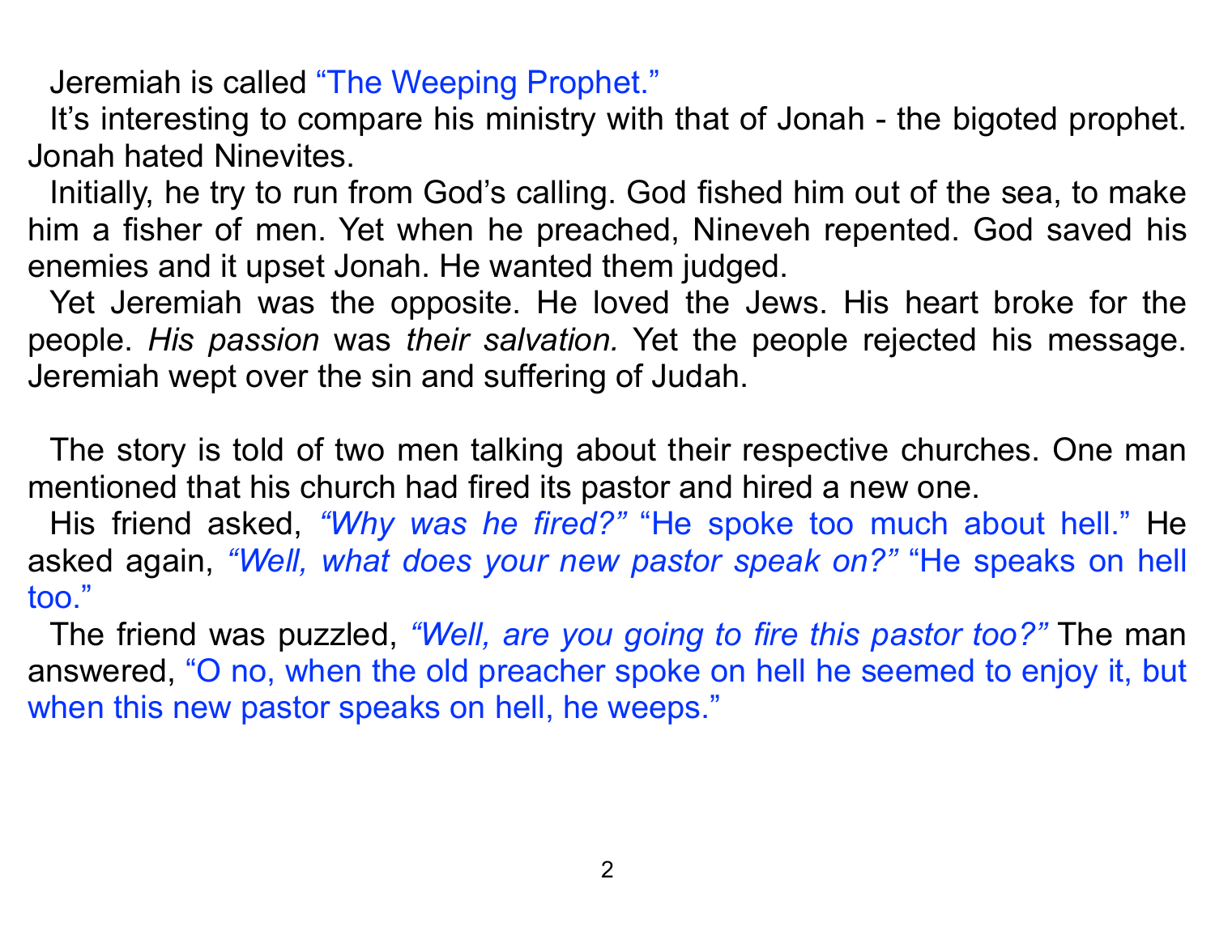Jeremiah is called "The Weeping Prophet."

It's interesting to compare his ministry with that of Jonah - the bigoted prophet. Jonah hated Ninevites.

Initially, he try to run from God's calling. God fished him out of the sea, to make him a fisher of men. Yet when he preached, Nineveh repented. God saved his enemies and it upset Jonah. He wanted them judged.

Yet Jeremiah was the opposite. He loved the Jews. His heart broke for the people. *His passion* was *their salvation.* Yet the people rejected his message. Jeremiah wept over the sin and suffering of Judah.

The story is told of two men talking about their respective churches. One man mentioned that his church had fired its pastor and hired a new one.

His friend asked, *"Why was he fired?"* "He spoke too much about hell." He asked again, *"Well, what does your new pastor speak on?"* "He speaks on hell too."

The friend was puzzled, *"Well, are you going to fire this pastor too?"* The man answered, "O no, when the old preacher spoke on hell he seemed to enjoy it, but when this new pastor speaks on hell, he weeps."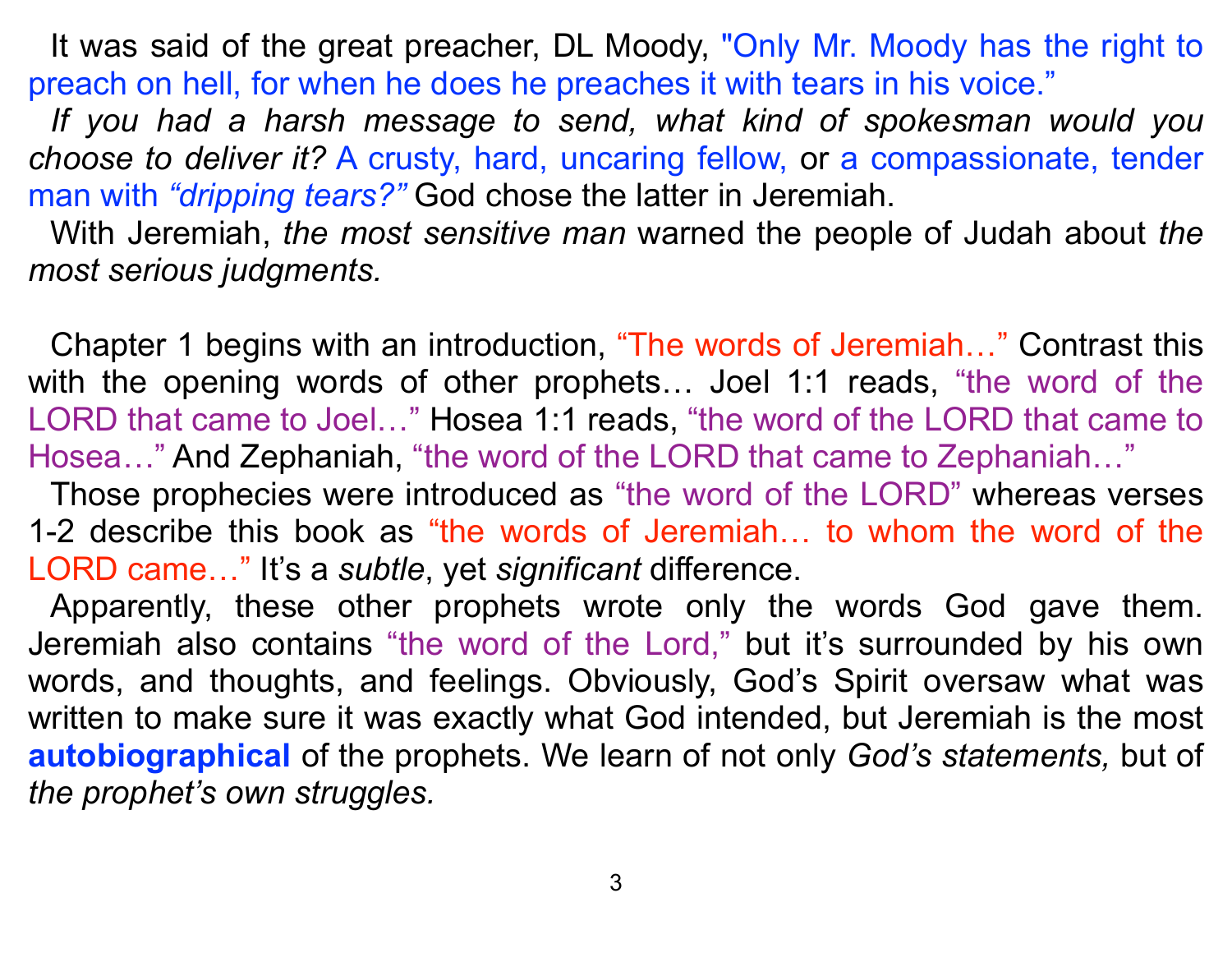It was said of the great preacher, DL Moody, "Only Mr. Moody has the right to preach on hell, for when he does he preaches it with tears in his voice."

*If you had a harsh message to send, what kind of spokesman would you choose to deliver it?* A crusty, hard, uncaring fellow, or a compassionate, tender man with *"dripping tears?"* God chose the latter in Jeremiah.

With Jeremiah, *the most sensitive man* warned the people of Judah about *the most serious judgments.*

Chapter 1 begins with an introduction, "The words of Jeremiah…" Contrast this with the opening words of other prophets… Joel 1:1 reads, "the word of the LORD that came to Joel…" Hosea 1:1 reads, "the word of the LORD that came to Hosea…" And Zephaniah, "the word of the LORD that came to Zephaniah…"

Those prophecies were introduced as "the word of the LORD" whereas verses 1-2 describe this book as "the words of Jeremiah… to whom the word of the LORD came…" It's a *subtle*, yet *significant* difference.

Apparently, these other prophets wrote only the words God gave them. Jeremiah also contains "the word of the Lord," but it's surrounded by his own words, and thoughts, and feelings. Obviously, God's Spirit oversaw what was written to make sure it was exactly what God intended, but Jeremiah is the most **autobiographical** of the prophets. We learn of not only *God's statements,* but of *the prophet's own struggles.*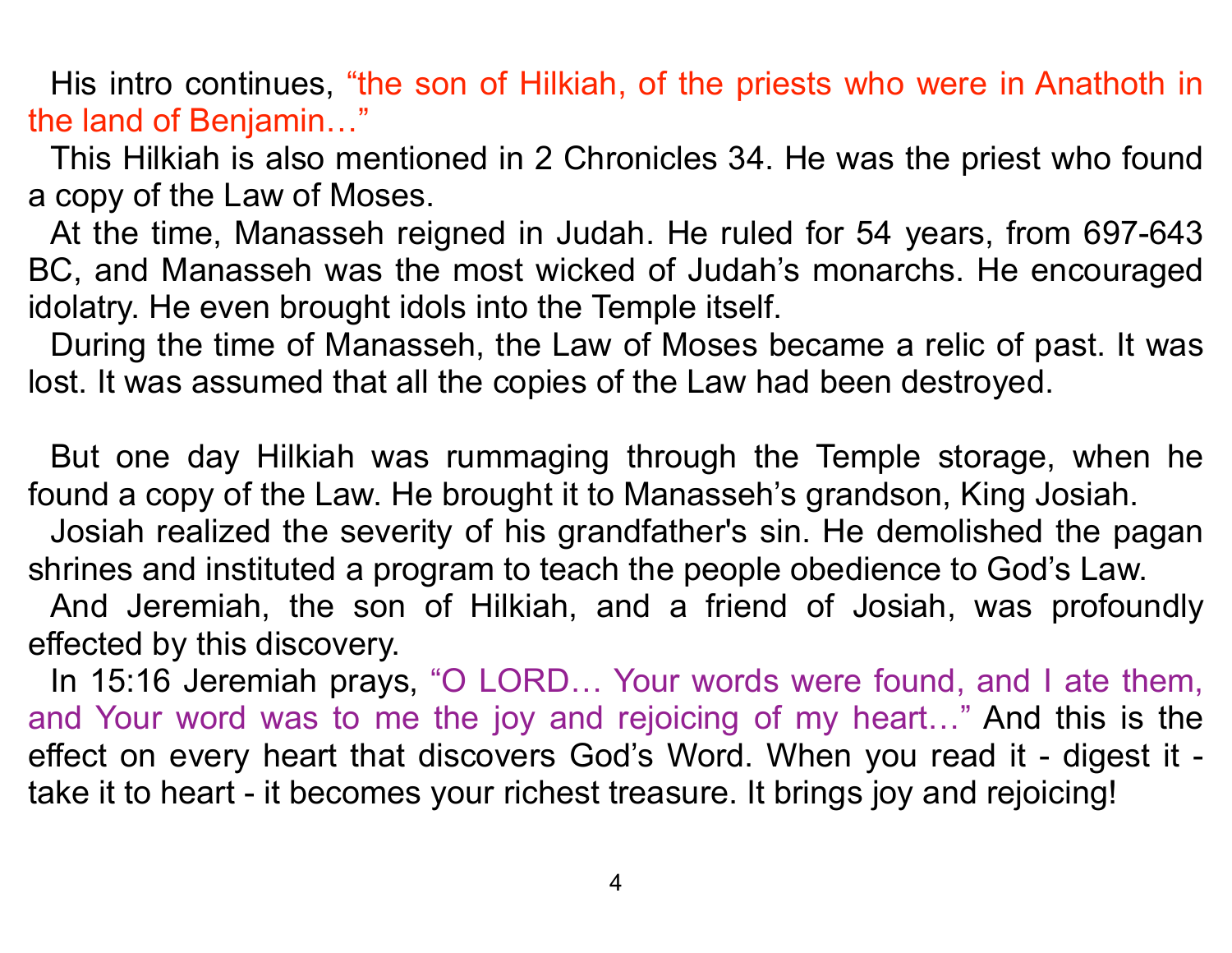His intro continues, “the son of Hilkiah, of the priests who were in Anathoth in the land of Benjamin…”

This Hilkiah is also mentioned in 2 Chronicles 34. He was the priest who found a copy of the Law of Moses.

At the time, Manasseh reigned in Judah. He ruled for 54 years, from 697-643 BC, and Manasseh was the most wicked of Judah’s monarchs. He encouraged idolatry. He even brought idols into the Temple itself.

During the time of Manasseh, the Law of Moses became a relic of past. It was lost. It was assumed that all the copies of the Law had been destroyed.

But one day Hilkiah was rummaging through the Temple storage, when he found a copy of the Law. He brought it to Manasseh’s grandson, King Josiah.

Josiah realized the severity of his grandfather's sin. He demolished the pagan shrines and instituted a program to teach the people obedience to God’s Law.

And Jeremiah, the son of Hilkiah, and a friend of Josiah, was profoundly effected by this discovery.

In 15:16 Jeremiah prays, “O LORD… Your words were found, and I ate them, and Your word was to me the joy and rejoicing of my heart…” And this is the effect on every heart that discovers God’s Word. When you read it - digest it - take it to heart - it becomes your richest treasure. It brings joy and rejoicing!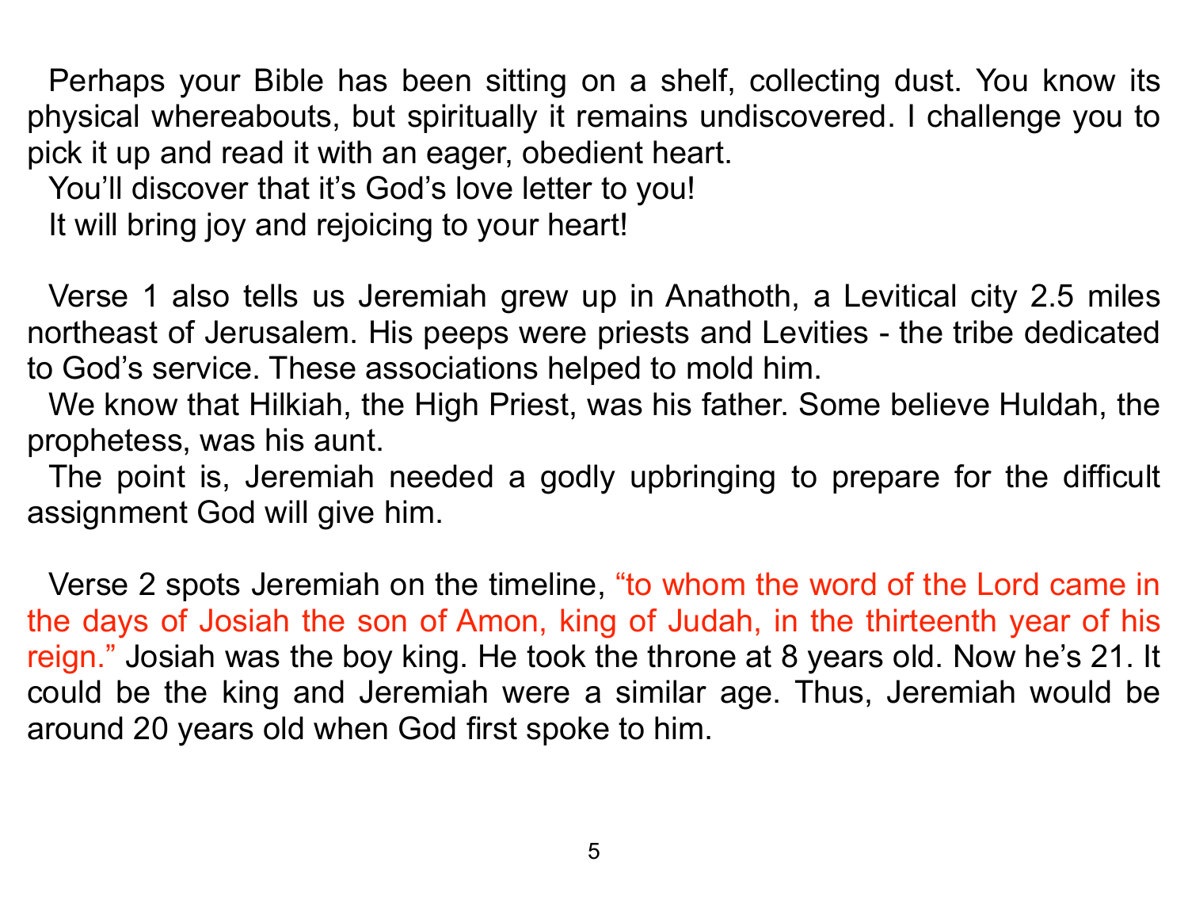Perhaps your Bible has been sitting on a shelf, collecting dust. You know its physical whereabouts, but spiritually it remains undiscovered. I challenge you to pick it up and read it with an eager, obedient heart.

You'll discover that it's God's love letter to you!

It will bring joy and rejoicing to your heart!

Verse 1 also tells us Jeremiah grew up in Anathoth, a Levitical city 2.5 miles northeast of Jerusalem. His peeps were priests and Levities - the tribe dedicated to God's service. These associations helped to mold him.

We know that Hilkiah, the High Priest, was his father. Some believe Huldah, the prophetess, was his aunt.

The point is, Jeremiah needed a godly upbringing to prepare for the difficult assignment God will give him.

Verse 2 spots Jeremiah on the timeline, "to whom the word of the Lord came in the days of Josiah the son of Amon, king of Judah, in the thirteenth year of his reign." Josiah was the boy king. He took the throne at 8 years old. Now he's 21. It could be the king and Jeremiah were a similar age. Thus, Jeremiah would be around 20 years old when God first spoke to him.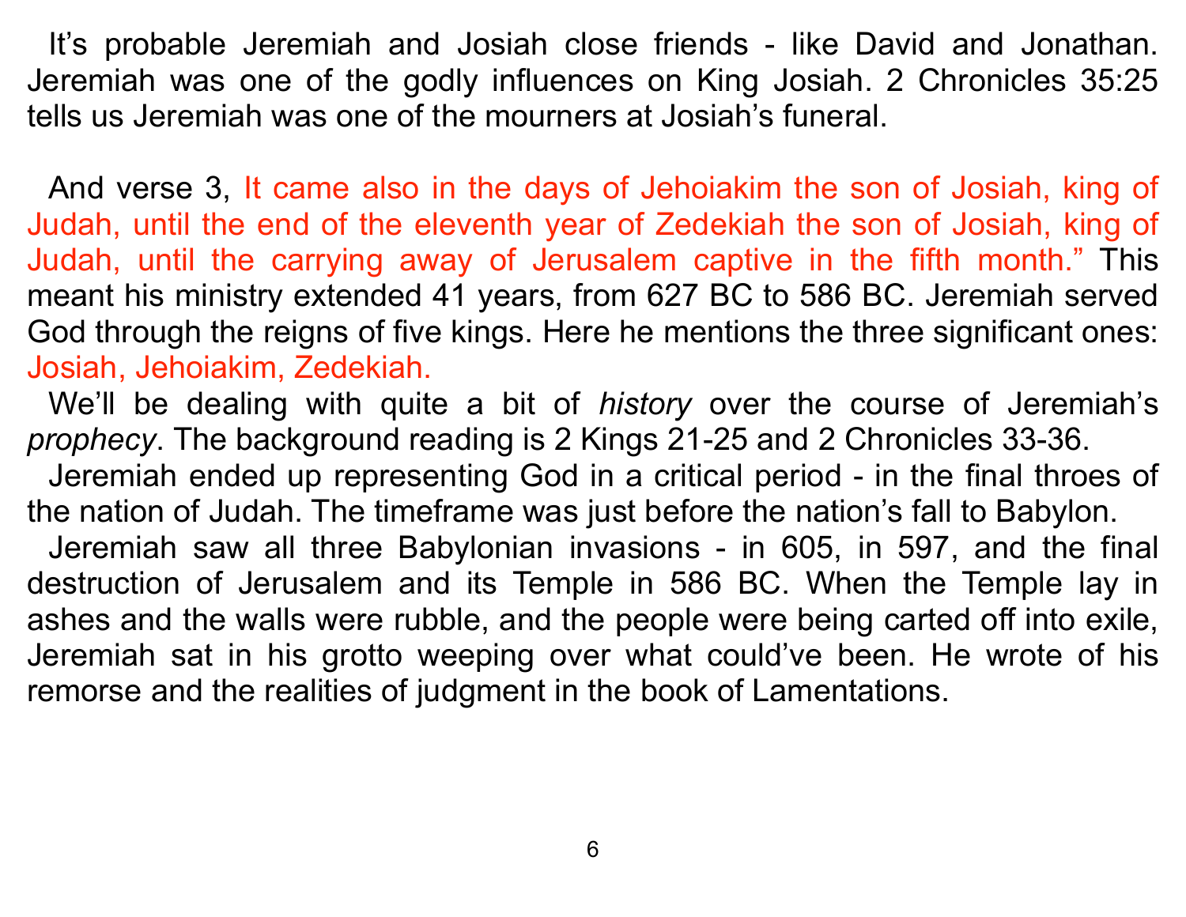It's probable Jeremiah and Josiah close friends - like David and Jonathan. Jeremiah was one of the godly influences on King Josiah. 2 Chronicles 35:25 tells us Jeremiah was one of the mourners at Josiah's funeral.

And verse 3, It came also in the days of Jehoiakim the son of Josiah, king of Judah, until the end of the eleventh year of Zedekiah the son of Josiah, king of Judah, until the carrying away of Jerusalem captive in the fifth month." This meant his ministry extended 41 years, from 627 BC to 586 BC. Jeremiah served God through the reigns of five kings. Here he mentions the three significant ones: Josiah, Jehoiakim, Zedekiah.

We'll be dealing with quite a bit of *history* over the course of Jeremiah's *prophecy*. The background reading is 2 Kings 21-25 and 2 Chronicles 33-36.

Jeremiah ended up representing God in a critical period - in the final throes of the nation of Judah. The timeframe was just before the nation's fall to Babylon.

Jeremiah saw all three Babylonian invasions - in 605, in 597, and the final destruction of Jerusalem and its Temple in 586 BC. When the Temple lay in ashes and the walls were rubble, and the people were being carted off into exile, Jeremiah sat in his grotto weeping over what could've been. He wrote of his remorse and the realities of judgment in the book of Lamentations.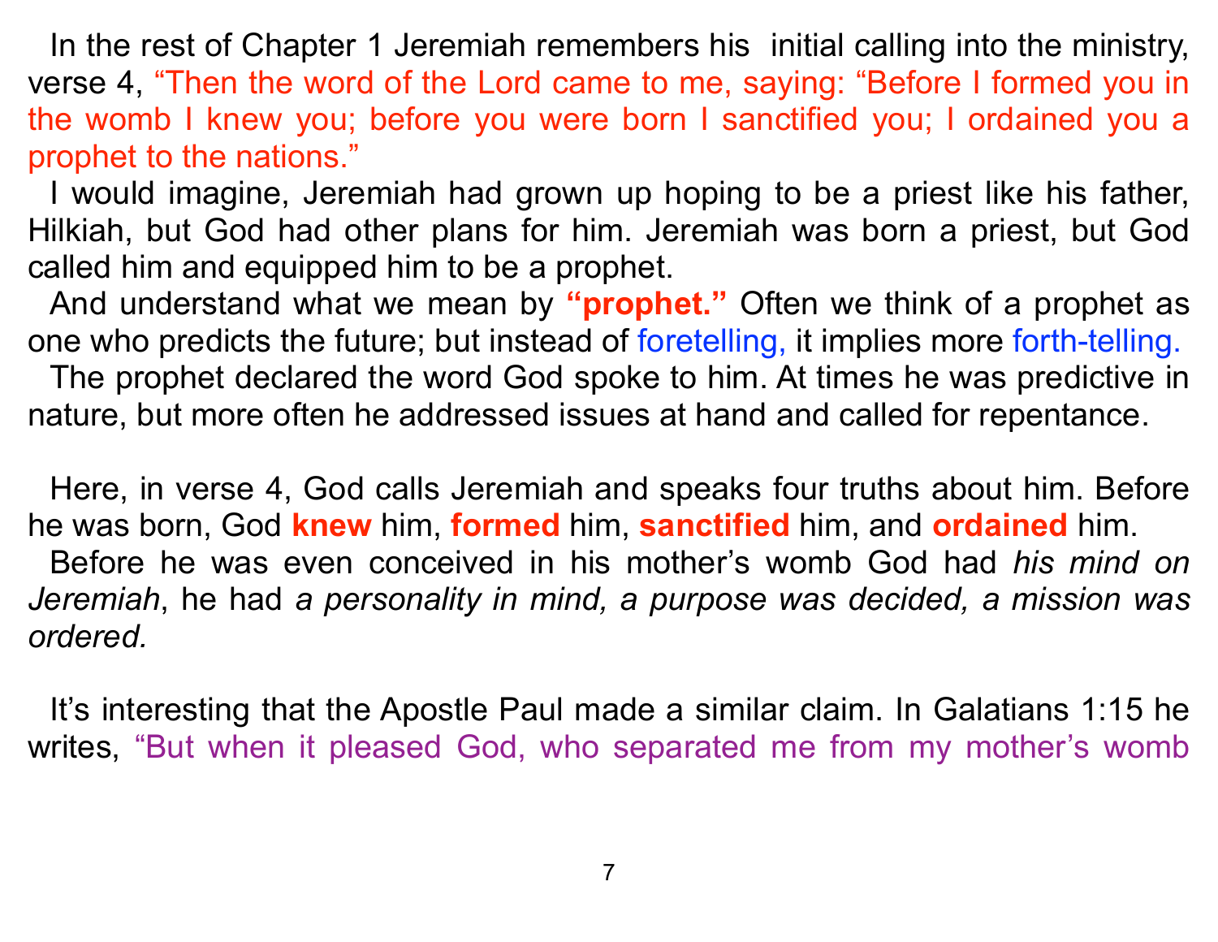In the rest of Chapter 1 Jeremiah remembers his  initial calling into the ministry, verse 4, "Then the word of the Lord came to me, saying: "Before I formed you in the womb I knew you; before you were born I sanctified you; I ordained you a prophet to the nations."

I would imagine, Jeremiah had grown up hoping to be a priest like his father, Hilkiah, but God had other plans for him. Jeremiah was born a priest, but God called him and equipped him to be a prophet.

And understand what we mean by **"prophet."** Often we think of a prophet as one who predicts the future; but instead of foretelling, it implies more forth-telling.

The prophet declared the word God spoke to him. At times he was predictive in nature, but more often he addressed issues at hand and called for repentance.

Here, in verse 4, God calls Jeremiah and speaks four truths about him. Before he was born, God **knew** him, **formed** him, **sanctified** him, and **ordained** him.

Before he was even conceived in his mother's womb God had *his mind on Jeremiah*, he had *a personality in mind, a purpose was decided, a mission was ordered.*

It's interesting that the Apostle Paul made a similar claim. In Galatians 1:15 he writes, "But when it pleased God, who separated me from my mother's womb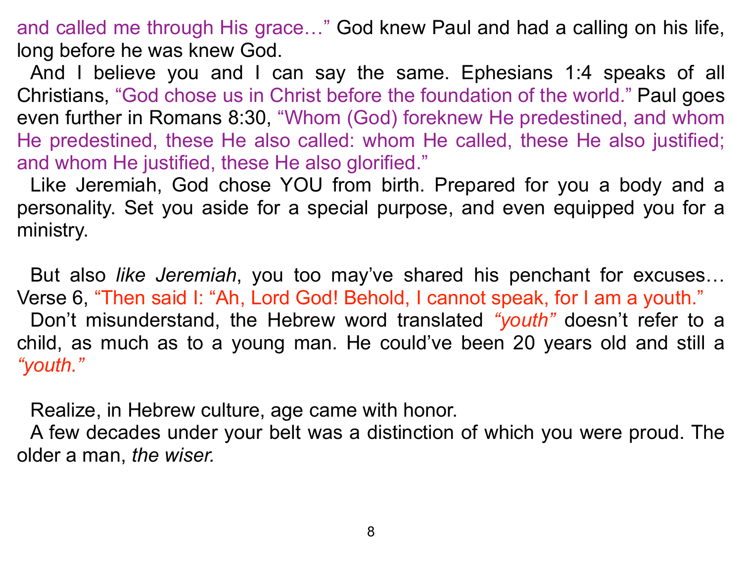and called me through His grace…" God knew Paul and had a calling on his life, long before he was knew God.

And I believe you and I can say the same. Ephesians 1:4 speaks of all Christians, "God chose us in Christ before the foundation of the world." Paul goes even further in Romans 8:30, "Whom (God) foreknew He predestined, and whom He predestined, these He also called: whom He called, these He also justified; and whom He justified, these He also glorified."

Like Jeremiah, God chose YOU from birth. Prepared for you a body and a personality. Set you aside for a special purpose, and even equipped you for a ministry.

But also *like Jeremiah*, you too may've shared his penchant for excuses… Verse 6, "Then said I: "Ah, Lord God! Behold, I cannot speak, for I am a youth."

Don't misunderstand, the Hebrew word translated *"youth"* doesn't refer to a child, as much as to a young man. He could've been 20 years old and still a *"youth."*

Realize, in Hebrew culture, age came with honor.

A few decades under your belt was a distinction of which you were proud. The older a man, *the wiser.*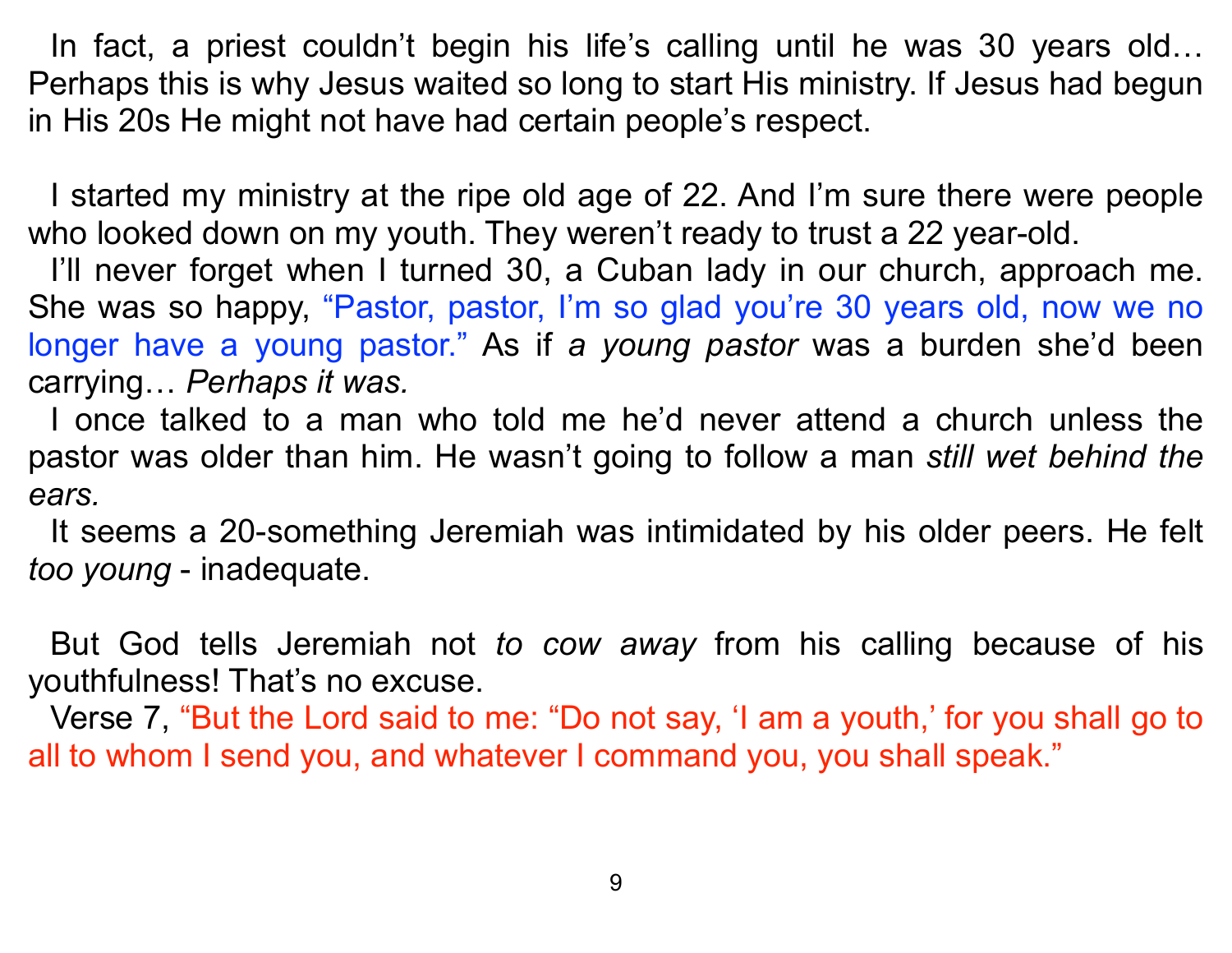In fact, a priest couldn't begin his life's calling until he was 30 years old… Perhaps this is why Jesus waited so long to start His ministry. If Jesus had begun in His 20s He might not have had certain people's respect.

I started my ministry at the ripe old age of 22. And I'm sure there were people who looked down on my youth. They weren't ready to trust a 22 year-old.

I'll never forget when I turned 30, a Cuban lady in our church, approach me. She was so happy, "Pastor, pastor, I'm so glad you're 30 years old, now we no longer have a young pastor." As if *a young pastor* was a burden she'd been carrying… *Perhaps it was.*

I once talked to a man who told me he'd never attend a church unless the pastor was older than him. He wasn't going to follow a man *still wet behind the ears.*

It seems a 20-something Jeremiah was intimidated by his older peers. He felt *too young* - inadequate.

But God tells Jeremiah not *to cow away* from his calling because of his youthfulness! That's no excuse.

Verse 7, "But the Lord said to me: "Do not say, 'I am a youth,' for you shall go to all to whom I send you, and whatever I command you, you shall speak."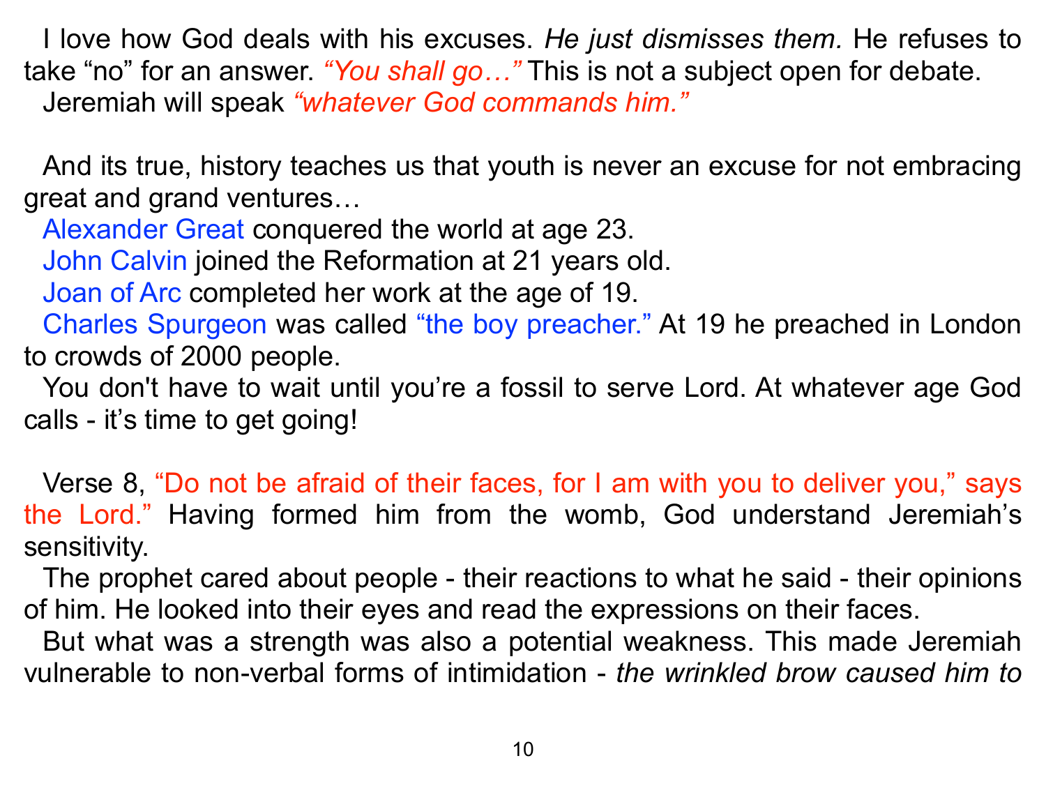I love how God deals with his excuses. *He just dismisses them.* He refuses to take "no" for an answer. *"You shall go…"* This is not a subject open for debate. Jeremiah will speak *"whatever God commands him."*

And its true, history teaches us that youth is never an excuse for not embracing great and grand ventures…

Alexander Great conquered the world at age 23.

John Calvin joined the Reformation at 21 years old.

Joan of Arc completed her work at the age of 19.

Charles Spurgeon was called "the boy preacher." At 19 he preached in London to crowds of 2000 people.

You don't have to wait until you're a fossil to serve Lord. At whatever age God calls - it's time to get going!

Verse 8, "Do not be afraid of their faces, for I am with you to deliver you," says the Lord." Having formed him from the womb, God understand Jeremiah's sensitivity.

The prophet cared about people - their reactions to what he said - their opinions of him. He looked into their eyes and read the expressions on their faces.

But what was a strength was also a potential weakness. This made Jeremiah vulnerable to non-verbal forms of intimidation - *the wrinkled brow caused him to*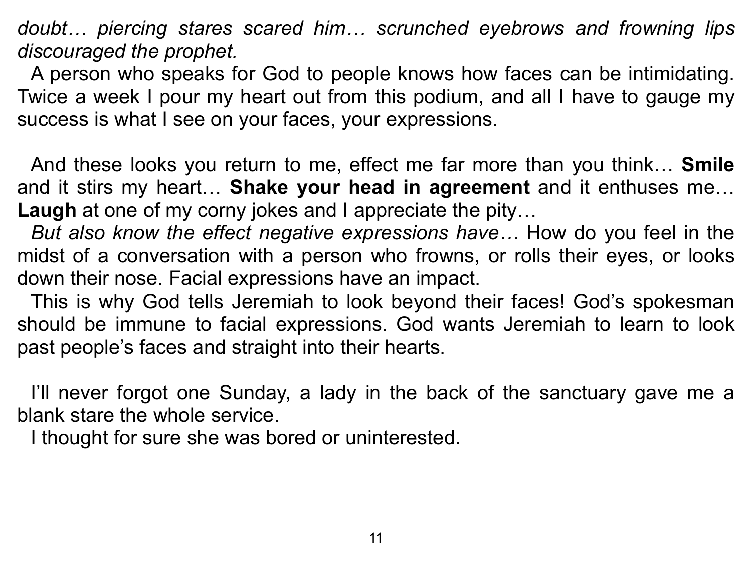*doubt… piercing stares scared him… scrunched eyebrows and frowning lips discouraged the prophet.*

A person who speaks for God to people knows how faces can be intimidating. Twice a week I pour my heart out from this podium, and all I have to gauge my success is what I see on your faces, your expressions.

And these looks you return to me, effect me far more than you think… **Smile** and it stirs my heart… **Shake your head in agreement** and it enthuses me… **Laugh** at one of my corny jokes and I appreciate the pity…

*But also know the effect negative expressions have…* How do you feel in the midst of a conversation with a person who frowns, or rolls their eyes, or looks down their nose. Facial expressions have an impact.

This is why God tells Jeremiah to look beyond their faces! God's spokesman should be immune to facial expressions. God wants Jeremiah to learn to look past people's faces and straight into their hearts.

I'll never forgot one Sunday, a lady in the back of the sanctuary gave me a blank stare the whole service.

I thought for sure she was bored or uninterested.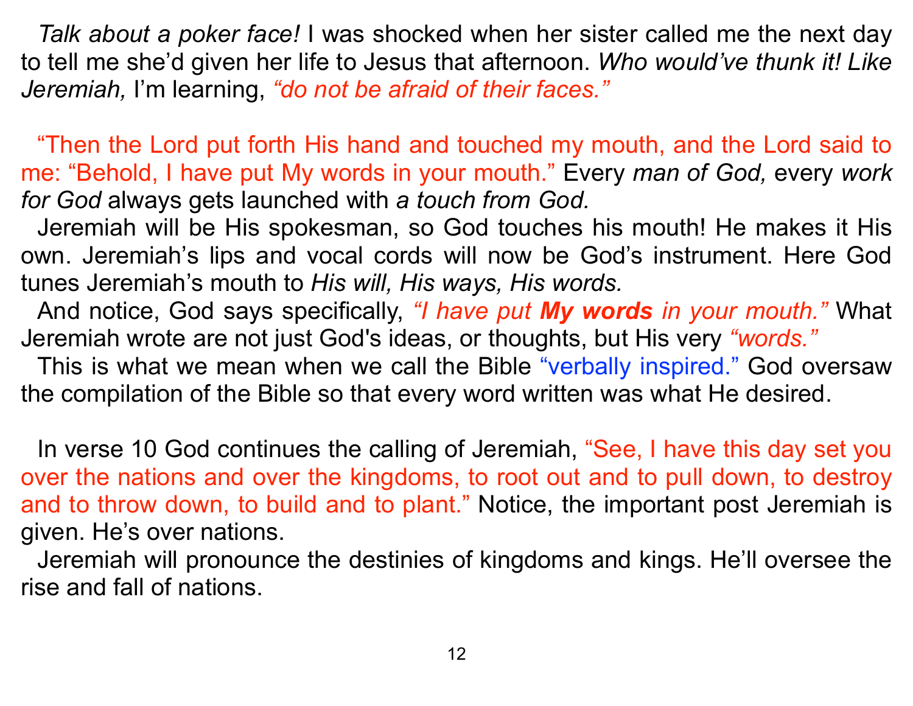*Talk about a poker face!* I was shocked when her sister called me the next day to tell me she'd given her life to Jesus that afternoon. *Who would've thunk it! Like Jeremiah,* I'm learning, *"do not be afraid of their faces."*

"Then the Lord put forth His hand and touched my mouth, and the Lord said to me: "Behold, I have put My words in your mouth." Every *man of God,* every *work for God* always gets launched with *a touch from God.*

Jeremiah will be His spokesman, so God touches his mouth! He makes it His own. Jeremiah's lips and vocal cords will now be God's instrument. Here God tunes Jeremiah's mouth to *His will, His ways, His words.*

And notice, God says specifically, *"I have put **My words** in your mouth."* What Jeremiah wrote are not just God's ideas, or thoughts, but His very *"words."*

This is what we mean when we call the Bible "verbally inspired." God oversaw the compilation of the Bible so that every word written was what He desired.

In verse 10 God continues the calling of Jeremiah, "See, I have this day set you over the nations and over the kingdoms, to root out and to pull down, to destroy and to throw down, to build and to plant." Notice, the important post Jeremiah is given. He's over nations.

Jeremiah will pronounce the destinies of kingdoms and kings. He'll oversee the rise and fall of nations.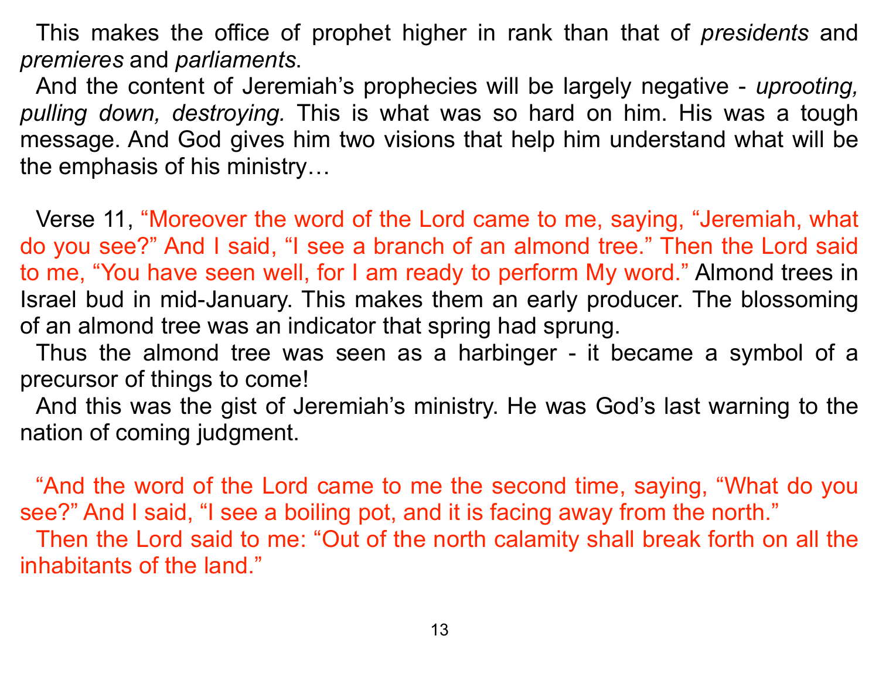This makes the office of prophet higher in rank than that of *presidents* and *premieres* and *parliaments*.

And the content of Jeremiah's prophecies will be largely negative - *uprooting, pulling down, destroying.* This is what was so hard on him. His was a tough message. And God gives him two visions that help him understand what will be the emphasis of his ministry…

Verse 11, "Moreover the word of the Lord came to me, saying, "Jeremiah, what do you see?" And I said, "I see a branch of an almond tree." Then the Lord said to me, "You have seen well, for I am ready to perform My word." Almond trees in Israel bud in mid-January. This makes them an early producer. The blossoming of an almond tree was an indicator that spring had sprung.

Thus the almond tree was seen as a harbinger - it became a symbol of a precursor of things to come!

And this was the gist of Jeremiah's ministry. He was God's last warning to the nation of coming judgment.

"And the word of the Lord came to me the second time, saying, "What do you see?" And I said, "I see a boiling pot, and it is facing away from the north."

Then the Lord said to me: "Out of the north calamity shall break forth on all the inhabitants of the land."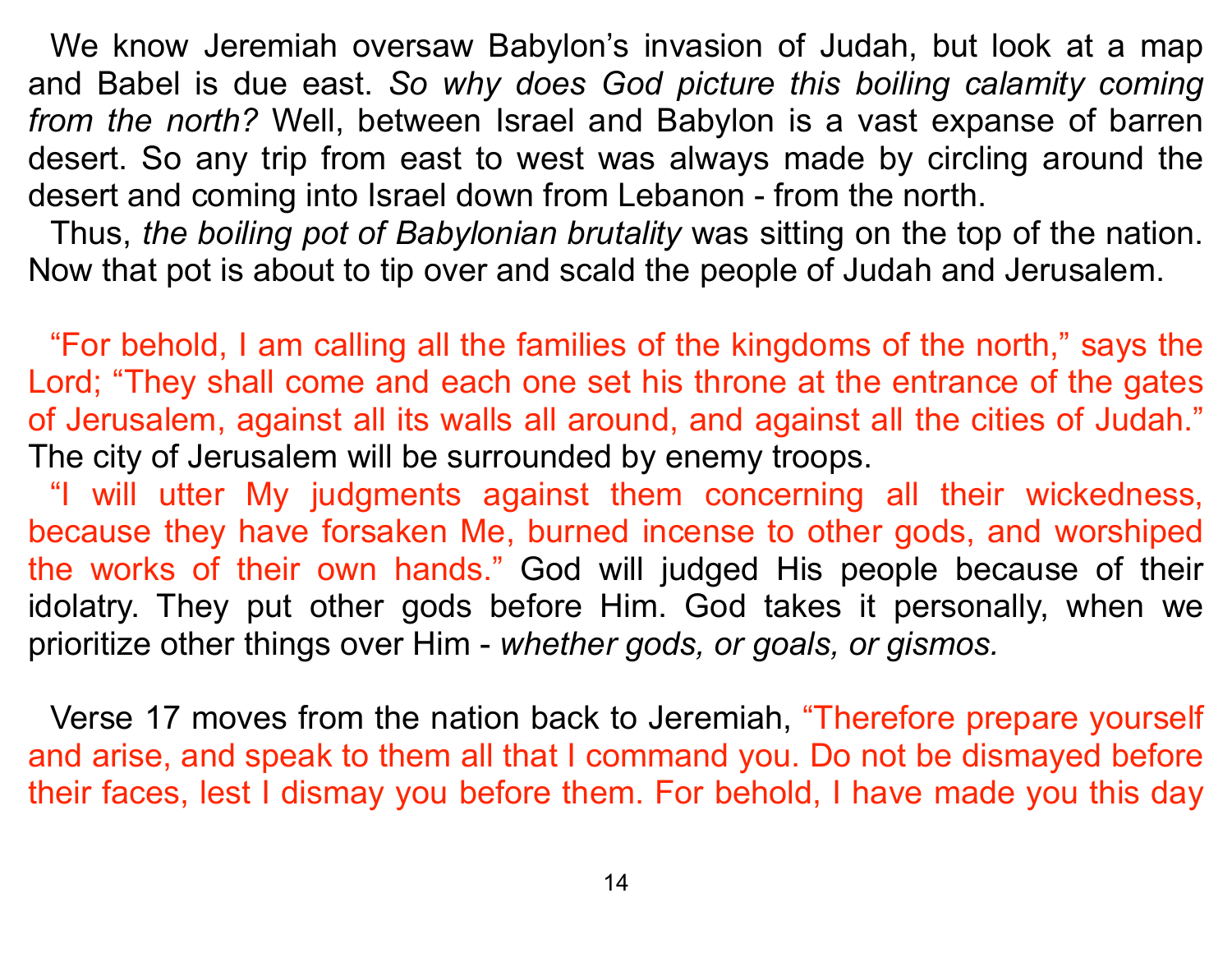We know Jeremiah oversaw Babylon's invasion of Judah, but look at a map and Babel is due east. *So why does God picture this boiling calamity coming from the north?* Well, between Israel and Babylon is a vast expanse of barren desert. So any trip from east to west was always made by circling around the desert and coming into Israel down from Lebanon - from the north.

Thus, *the boiling pot of Babylonian brutality* was sitting on the top of the nation. Now that pot is about to tip over and scald the people of Judah and Jerusalem.

"For behold, I am calling all the families of the kingdoms of the north," says the Lord; "They shall come and each one set his throne at the entrance of the gates of Jerusalem, against all its walls all around, and against all the cities of Judah." The city of Jerusalem will be surrounded by enemy troops.

"I will utter My judgments against them concerning all their wickedness, because they have forsaken Me, burned incense to other gods, and worshiped the works of their own hands." God will judged His people because of their idolatry. They put other gods before Him. God takes it personally, when we prioritize other things over Him - *whether gods, or goals, or gismos.*

Verse 17 moves from the nation back to Jeremiah, "Therefore prepare yourself and arise, and speak to them all that I command you. Do not be dismayed before their faces, lest I dismay you before them. For behold, I have made you this day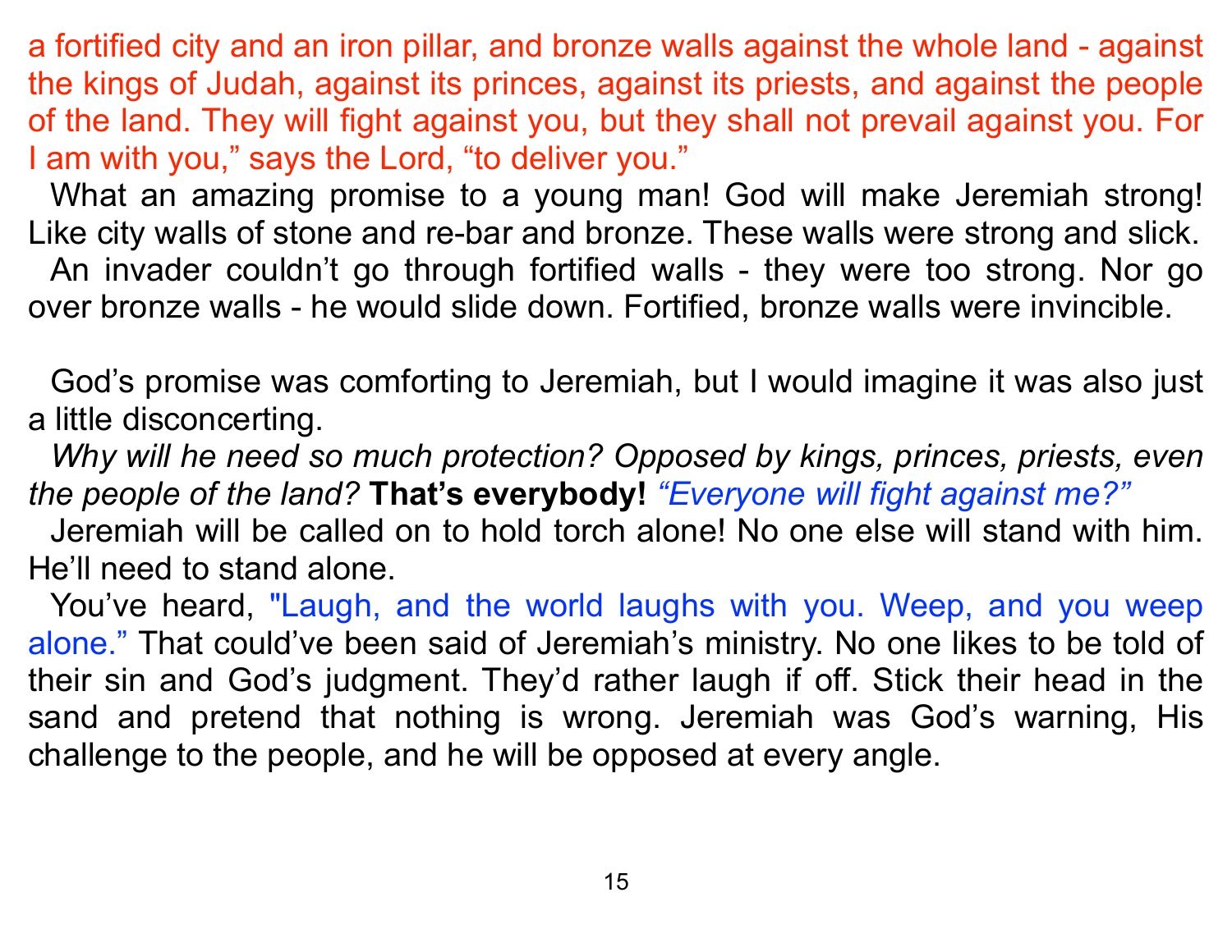a fortified city and an iron pillar, and bronze walls against the whole land - against the kings of Judah, against its princes, against its priests, and against the people of the land. They will fight against you, but they shall not prevail against you. For I am with you," says the Lord, "to deliver you."

What an amazing promise to a young man! God will make Jeremiah strong! Like city walls of stone and re-bar and bronze. These walls were strong and slick.

An invader couldn't go through fortified walls - they were too strong. Nor go over bronze walls - he would slide down. Fortified, bronze walls were invincible.

God's promise was comforting to Jeremiah, but I would imagine it was also just a little disconcerting.

*Why will he need so much protection? Opposed by kings, princes, priests, even the people of the land?* **That's everybody!** *"Everyone will fight against me?"*

Jeremiah will be called on to hold torch alone! No one else will stand with him. He'll need to stand alone.

You've heard, "Laugh, and the world laughs with you. Weep, and you weep alone." That could've been said of Jeremiah's ministry. No one likes to be told of their sin and God's judgment. They'd rather laugh if off. Stick their head in the sand and pretend that nothing is wrong. Jeremiah was God's warning, His challenge to the people, and he will be opposed at every angle.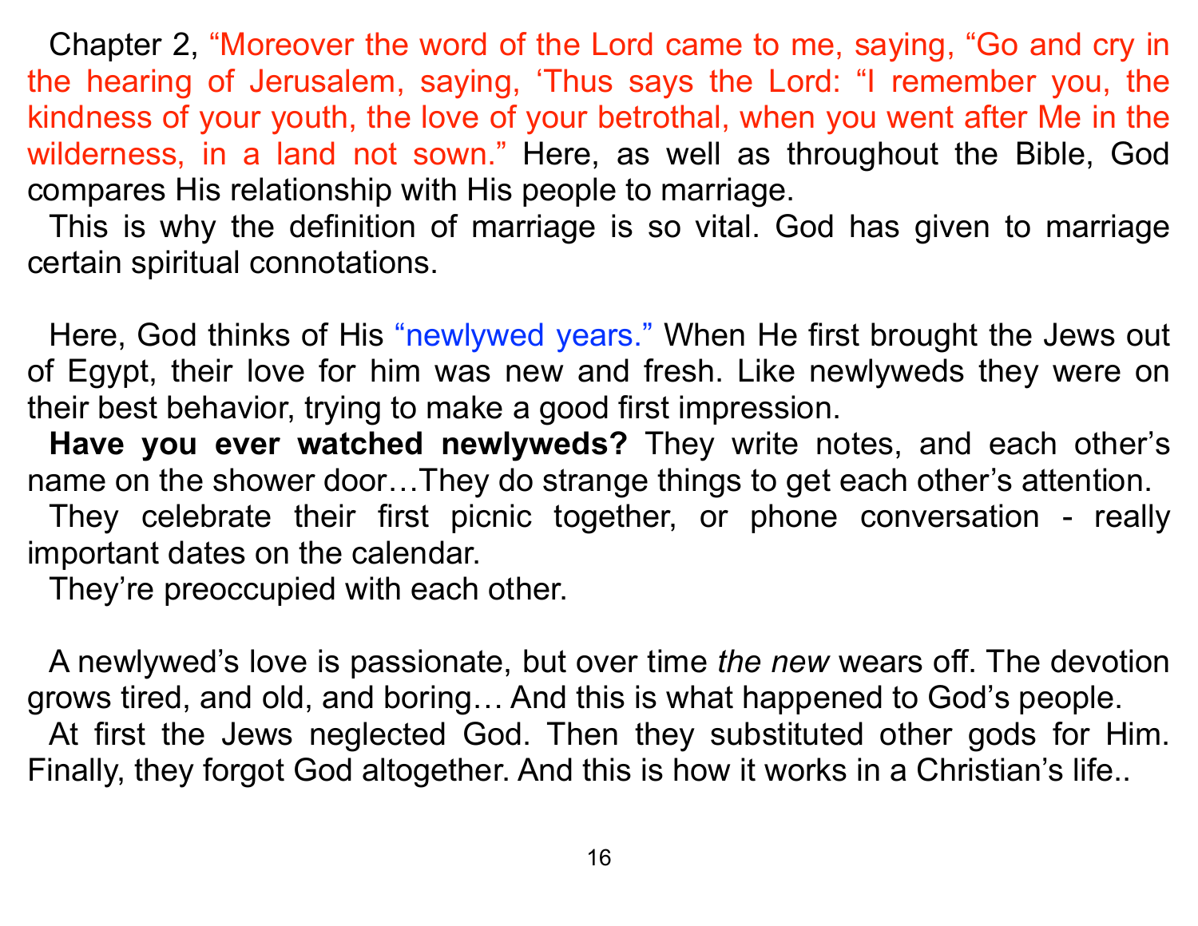Chapter 2, “Moreover the word of the Lord came to me, saying, “Go and cry in the hearing of Jerusalem, saying, ‘Thus says the Lord: “I remember you, the kindness of your youth, the love of your betrothal, when you went after Me in the wilderness, in a land not sown.” Here, as well as throughout the Bible, God compares His relationship with His people to marriage.

This is why the definition of marriage is so vital. God has given to marriage certain spiritual connotations.

Here, God thinks of His “newlywed years.” When He first brought the Jews out of Egypt, their love for him was new and fresh. Like newlyweds they were on their best behavior, trying to make a good first impression.

**Have you ever watched newlyweds?** They write notes, and each other’s name on the shower door…They do strange things to get each other’s attention.

They celebrate their first picnic together, or phone conversation - really important dates on the calendar.

They’re preoccupied with each other.

A newlywed’s love is passionate, but over time *the new* wears off. The devotion grows tired, and old, and boring… And this is what happened to God’s people.

At first the Jews neglected God. Then they substituted other gods for Him. Finally, they forgot God altogether. And this is how it works in a Christian’s life..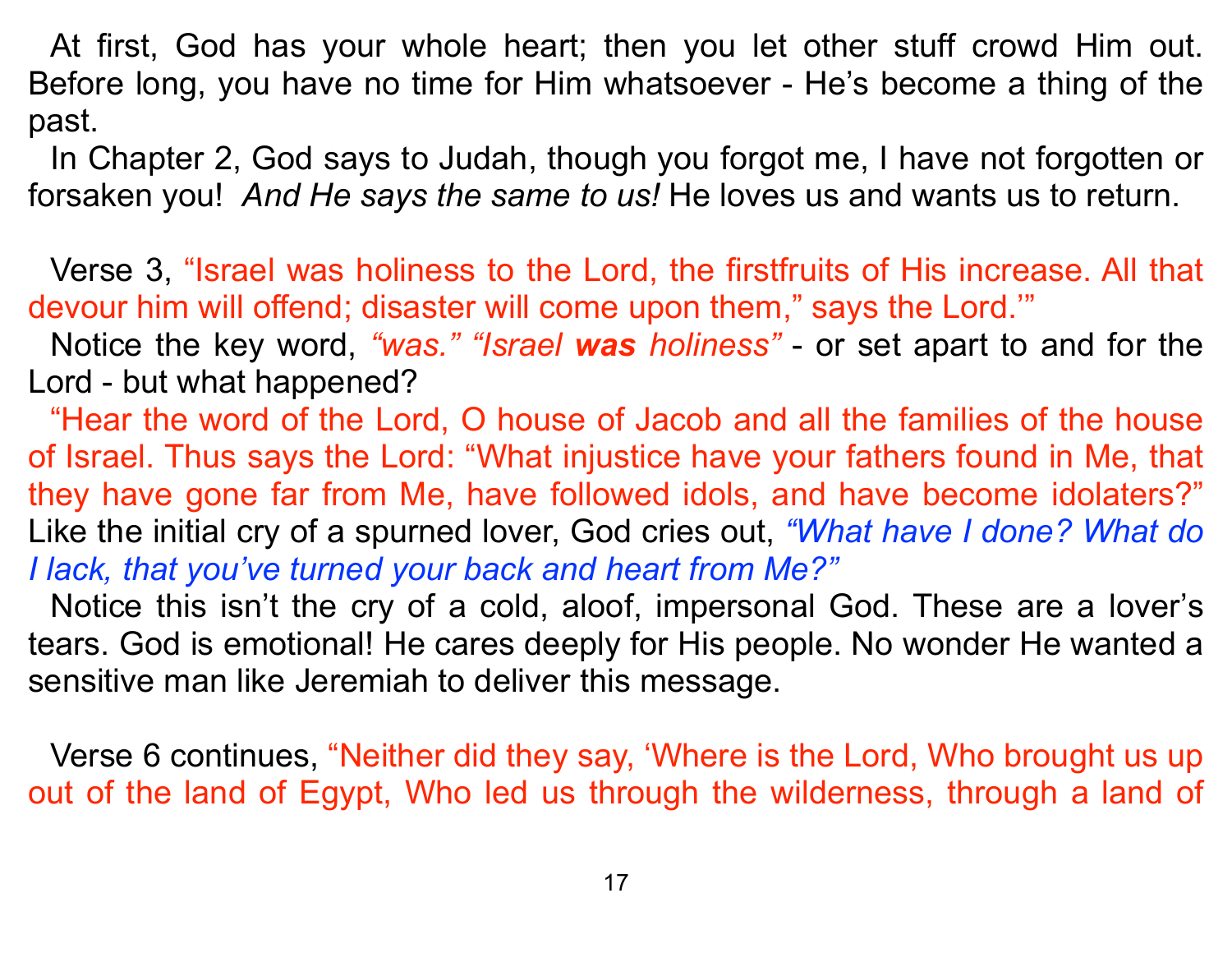At first, God has your whole heart; then you let other stuff crowd Him out. Before long, you have no time for Him whatsoever - He's become a thing of the past.

In Chapter 2, God says to Judah, though you forgot me, I have not forgotten or forsaken you! *And He says the same to us!* He loves us and wants us to return.

Verse 3, "Israel was holiness to the Lord, the firstfruits of His increase. All that devour him will offend; disaster will come upon them," says the Lord.'"

Notice the key word, *"was." "Israel **was** holiness"* - or set apart to and for the Lord - but what happened?

"Hear the word of the Lord, O house of Jacob and all the families of the house of Israel. Thus says the Lord: "What injustice have your fathers found in Me, that they have gone far from Me, have followed idols, and have become idolaters?" Like the initial cry of a spurned lover, God cries out, *"What have I done? What do I lack, that you've turned your back and heart from Me?"*

Notice this isn't the cry of a cold, aloof, impersonal God. These are a lover's tears. God is emotional! He cares deeply for His people. No wonder He wanted a sensitive man like Jeremiah to deliver this message.

Verse 6 continues, "Neither did they say, 'Where is the Lord, Who brought us up out of the land of Egypt, Who led us through the wilderness, through a land of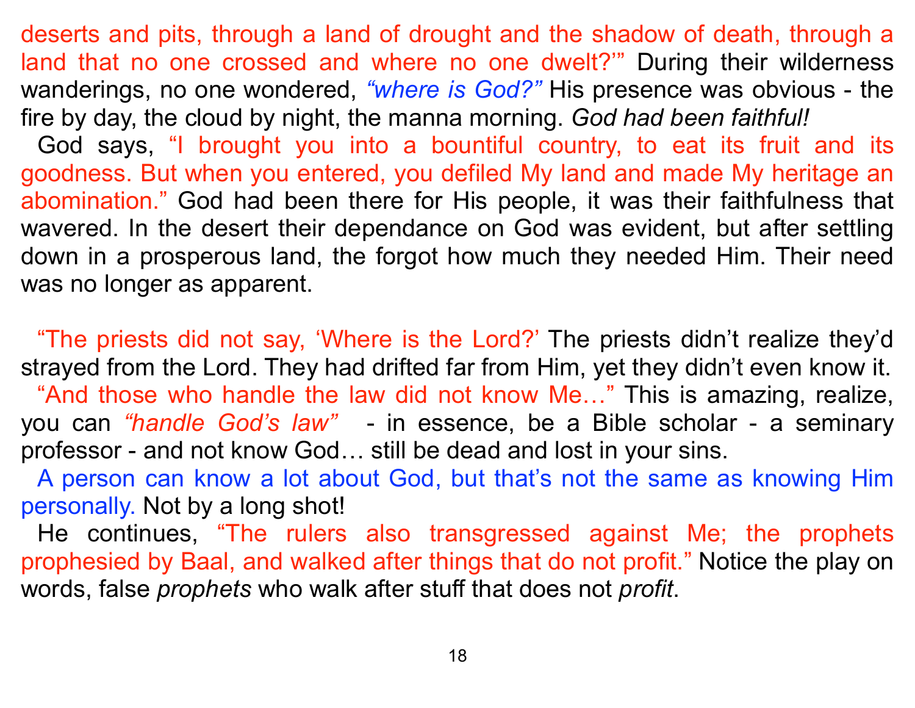deserts and pits, through a land of drought and the shadow of death, through a land that no one crossed and where no one dwelt?'" During their wilderness wanderings, no one wondered, *"where is God?"* His presence was obvious - the fire by day, the cloud by night, the manna morning. *God had been faithful!*

God says, "I brought you into a bountiful country, to eat its fruit and its goodness. But when you entered, you defiled My land and made My heritage an abomination." God had been there for His people, it was their faithfulness that wavered. In the desert their dependance on God was evident, but after settling down in a prosperous land, the forgot how much they needed Him. Their need was no longer as apparent.

"The priests did not say, 'Where is the Lord?' The priests didn't realize they'd strayed from the Lord. They had drifted far from Him, yet they didn't even know it.

"And those who handle the law did not know Me…" This is amazing, realize, you can *"handle God's law"* - in essence, be a Bible scholar - a seminary professor - and not know God… still be dead and lost in your sins.

A person can know a lot about God, but that's not the same as knowing Him personally. Not by a long shot!

He continues, "The rulers also transgressed against Me; the prophets prophesied by Baal, and walked after things that do not profit." Notice the play on words, false *prophets* who walk after stuff that does not *profit*.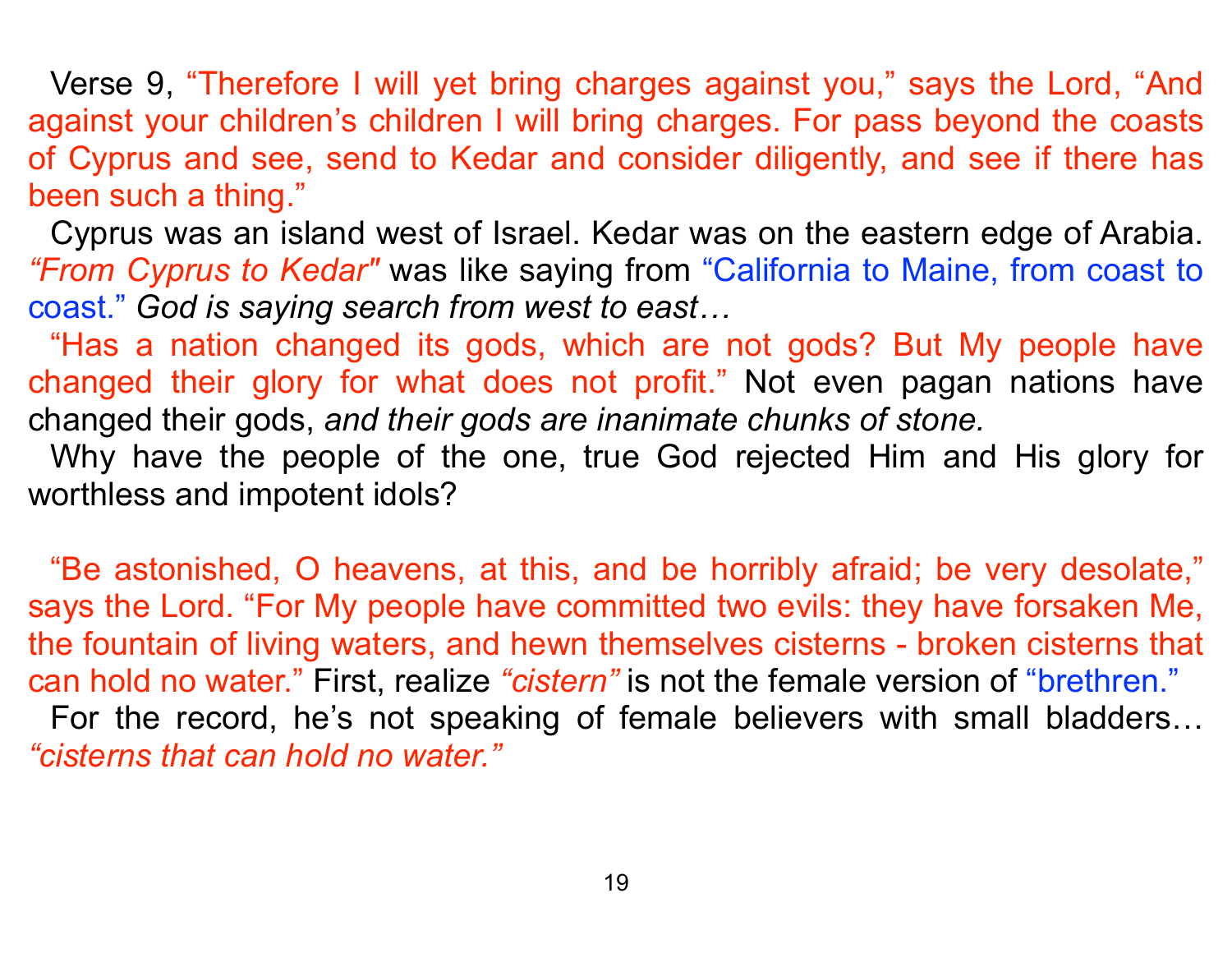Verse 9, “Therefore I will yet bring charges against you,” says the Lord, “And against your children’s children I will bring charges. For pass beyond the coasts of Cyprus and see, send to Kedar and consider diligently, and see if there has been such a thing.”

Cyprus was an island west of Israel. Kedar was on the eastern edge of Arabia. *“From Cyprus to Kedar"* was like saying from “California to Maine, from coast to coast.” *God is saying search from west to east…*

“Has a nation changed its gods, which are not gods? But My people have changed their glory for what does not profit.” Not even pagan nations have changed their gods, *and their gods are inanimate chunks of stone.*

Why have the people of the one, true God rejected Him and His glory for worthless and impotent idols?

“Be astonished, O heavens, at this, and be horribly afraid; be very desolate,” says the Lord. “For My people have committed two evils: they have forsaken Me, the fountain of living waters, and hewn themselves cisterns - broken cisterns that can hold no water.” First, realize *“cistern”* is not the female version of “brethren.”

For the record, he’s not speaking of female believers with small bladders… *“cisterns that can hold no water.”*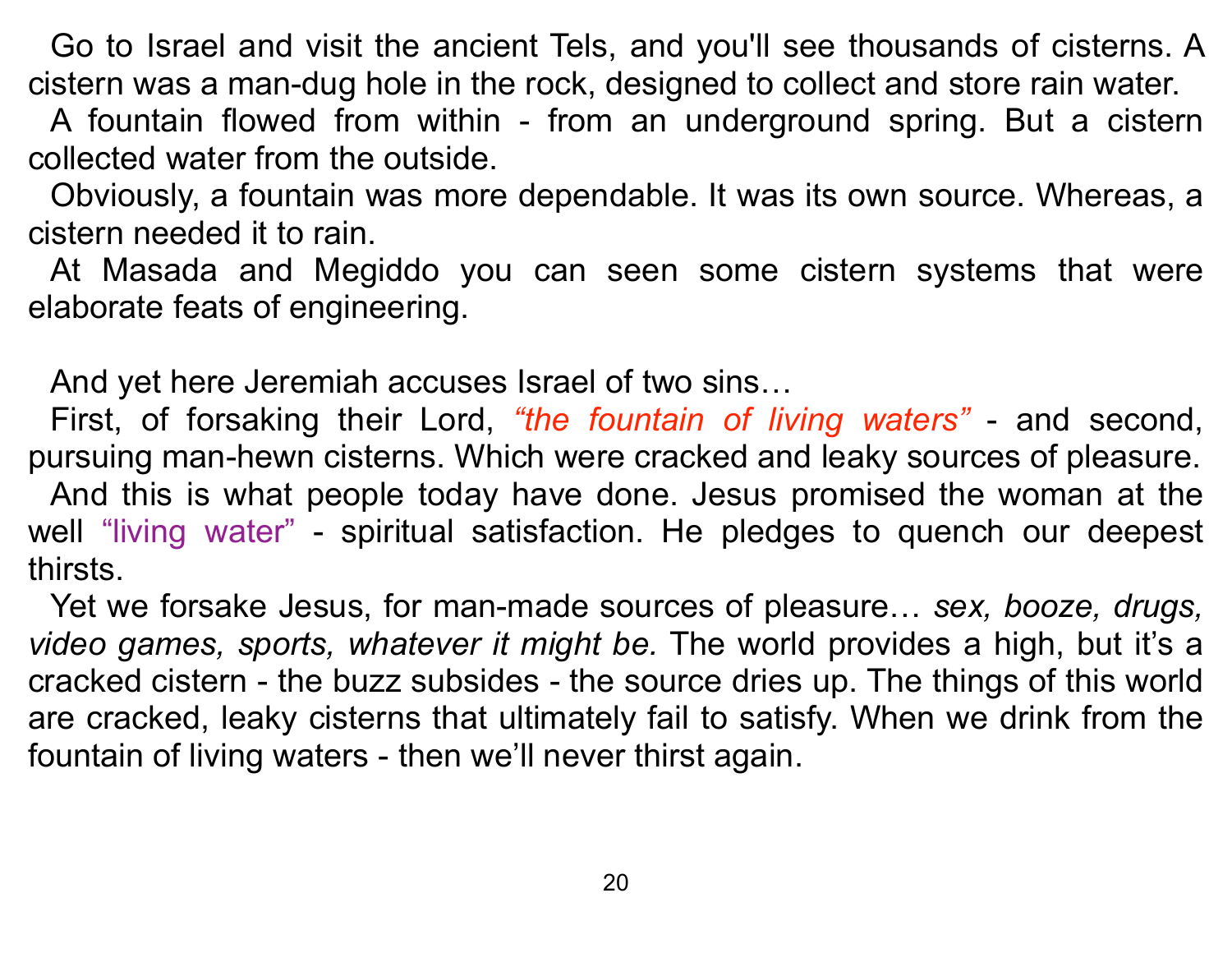Go to Israel and visit the ancient Tels, and you'll see thousands of cisterns. A cistern was a man-dug hole in the rock, designed to collect and store rain water.

A fountain flowed from within - from an underground spring. But a cistern collected water from the outside.

Obviously, a fountain was more dependable. It was its own source. Whereas, a cistern needed it to rain.

At Masada and Megiddo you can seen some cistern systems that were elaborate feats of engineering.

And yet here Jeremiah accuses Israel of two sins…

First, of forsaking their Lord, *"the fountain of living waters"* - and second, pursuing man-hewn cisterns. Which were cracked and leaky sources of pleasure.

And this is what people today have done. Jesus promised the woman at the well "living water" - spiritual satisfaction. He pledges to quench our deepest thirsts.

Yet we forsake Jesus, for man-made sources of pleasure… *sex, booze, drugs, video games, sports, whatever it might be.* The world provides a high, but it's a cracked cistern - the buzz subsides - the source dries up. The things of this world are cracked, leaky cisterns that ultimately fail to satisfy. When we drink from the fountain of living waters - then we'll never thirst again.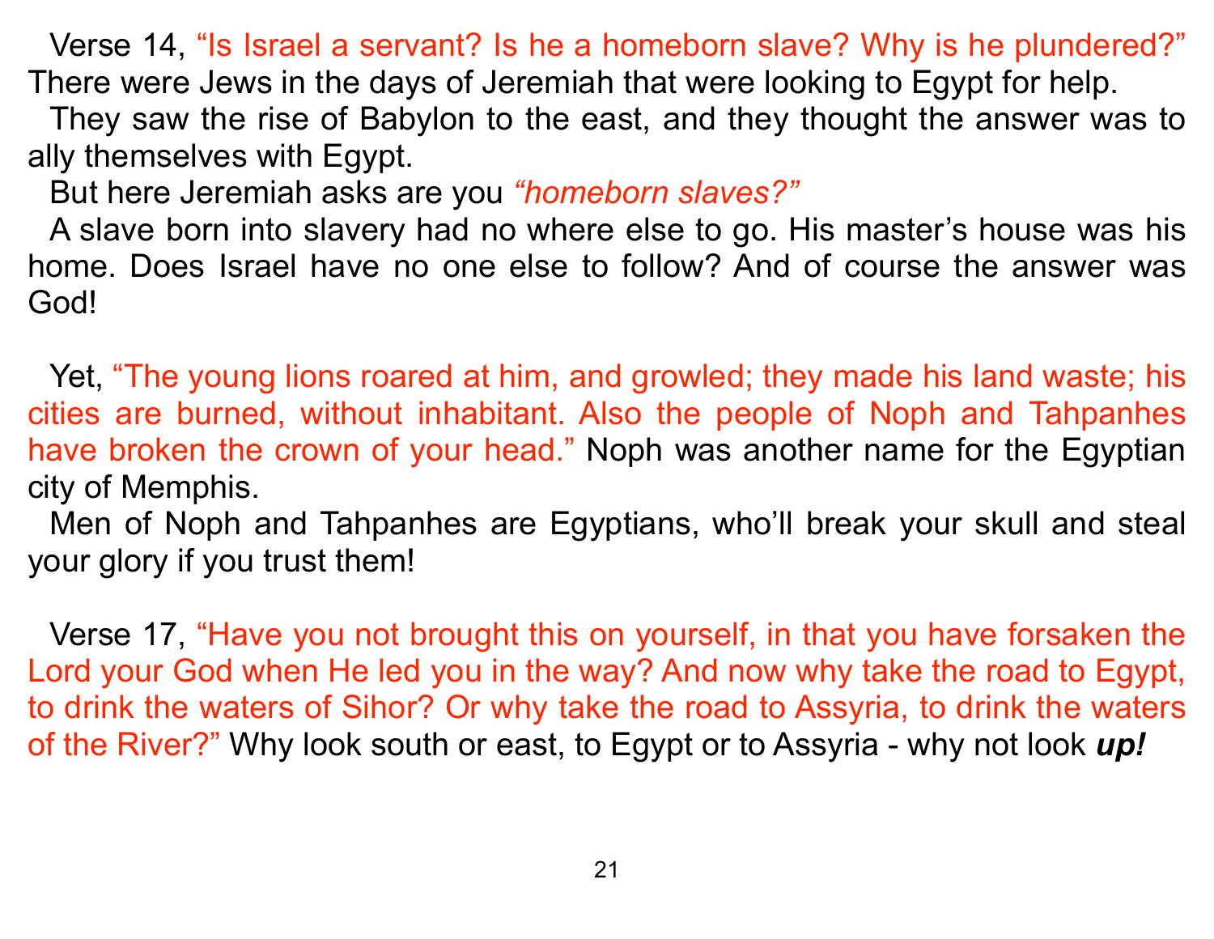Verse 14, "Is Israel a servant? Is he a homeborn slave? Why is he plundered?" There were Jews in the days of Jeremiah that were looking to Egypt for help.

They saw the rise of Babylon to the east, and they thought the answer was to ally themselves with Egypt.

But here Jeremiah asks are you *"homeborn slaves?"*

A slave born into slavery had no where else to go. His master's house was his home. Does Israel have no one else to follow? And of course the answer was God!

Yet, "The young lions roared at him, and growled; they made his land waste; his cities are burned, without inhabitant. Also the people of Noph and Tahpanhes have broken the crown of your head." Noph was another name for the Egyptian city of Memphis.

Men of Noph and Tahpanhes are Egyptians, who'll break your skull and steal your glory if you trust them!

Verse 17, "Have you not brought this on yourself, in that you have forsaken the Lord your God when He led you in the way? And now why take the road to Egypt, to drink the waters of Sihor? Or why take the road to Assyria, to drink the waters of the River?" Why look south or east, to Egypt or to Assyria - why not look ***up!***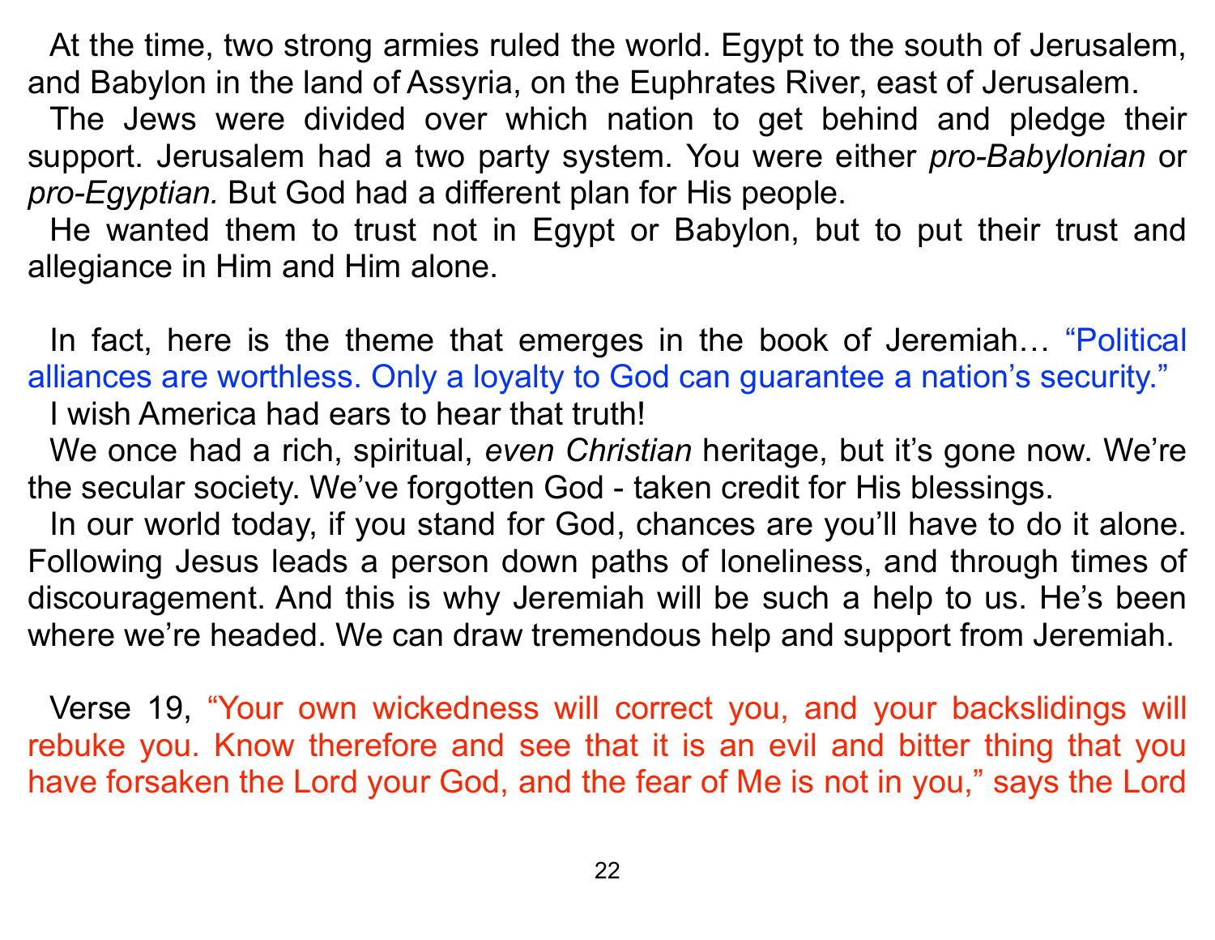At the time, two strong armies ruled the world. Egypt to the south of Jerusalem, and Babylon in the land of Assyria, on the Euphrates River, east of Jerusalem.

The Jews were divided over which nation to get behind and pledge their support. Jerusalem had a two party system. You were either *pro-Babylonian* or *pro-Egyptian.* But God had a different plan for His people.

He wanted them to trust not in Egypt or Babylon, but to put their trust and allegiance in Him and Him alone.

In fact, here is the theme that emerges in the book of Jeremiah… "Political alliances are worthless. Only a loyalty to God can guarantee a nation's security."

I wish America had ears to hear that truth!

We once had a rich, spiritual, *even Christian* heritage, but it's gone now. We're the secular society. We've forgotten God - taken credit for His blessings.

In our world today, if you stand for God, chances are you'll have to do it alone. Following Jesus leads a person down paths of loneliness, and through times of discouragement. And this is why Jeremiah will be such a help to us. He's been where we're headed. We can draw tremendous help and support from Jeremiah.

Verse 19, "Your own wickedness will correct you, and your backslidings will rebuke you. Know therefore and see that it is an evil and bitter thing that you have forsaken the Lord your God, and the fear of Me is not in you," says the Lord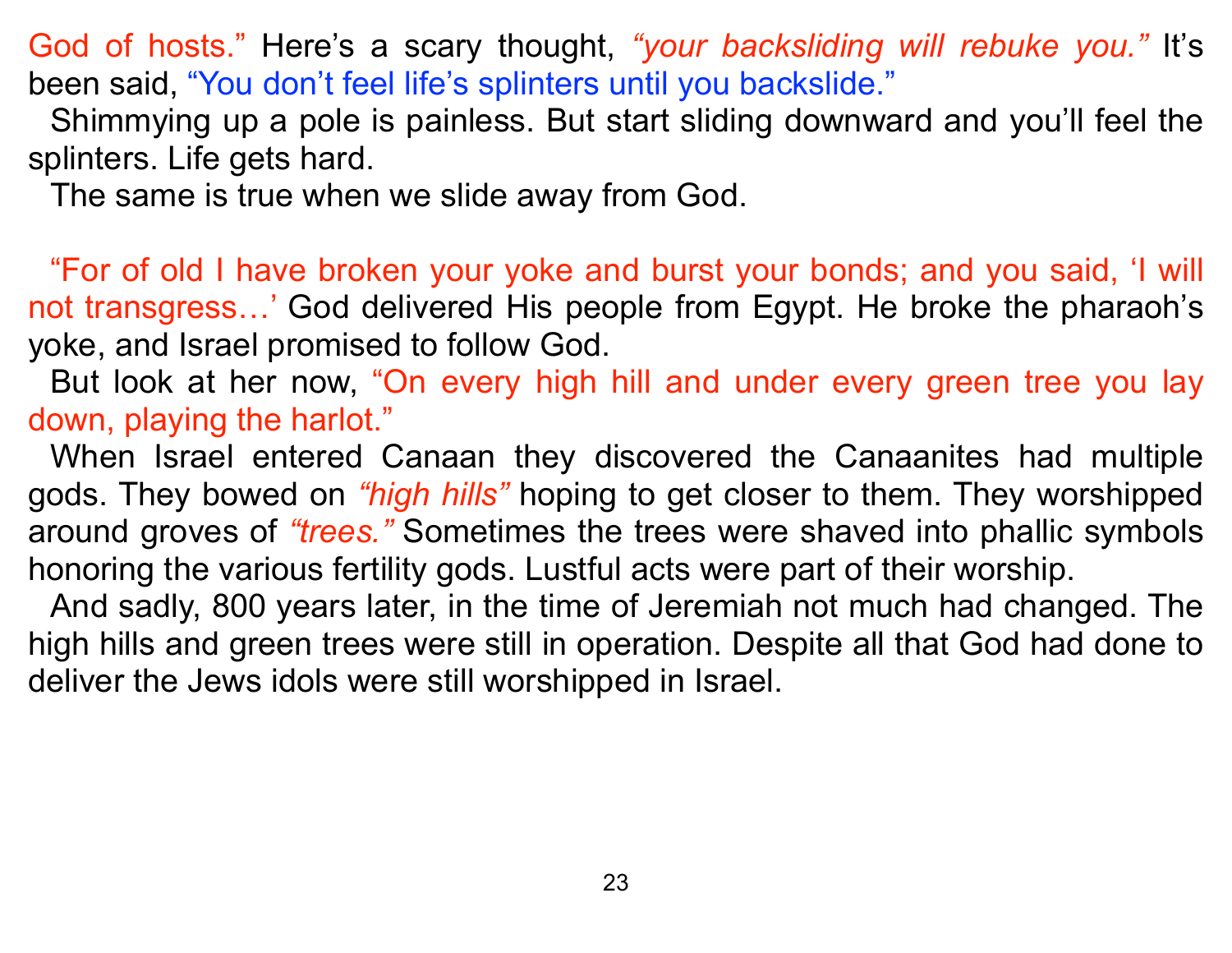God of hosts." Here's a scary thought, *"your backsliding will rebuke you."* It's been said, "You don't feel life's splinters until you backslide."

Shimmying up a pole is painless. But start sliding downward and you'll feel the splinters. Life gets hard.

The same is true when we slide away from God.

"For of old I have broken your yoke and burst your bonds; and you said, 'I will not transgress…' God delivered His people from Egypt. He broke the pharaoh's yoke, and Israel promised to follow God.

But look at her now, "On every high hill and under every green tree you lay down, playing the harlot."

When Israel entered Canaan they discovered the Canaanites had multiple gods. They bowed on *"high hills"* hoping to get closer to them. They worshipped around groves of *"trees."* Sometimes the trees were shaved into phallic symbols honoring the various fertility gods. Lustful acts were part of their worship.

And sadly, 800 years later, in the time of Jeremiah not much had changed. The high hills and green trees were still in operation. Despite all that God had done to deliver the Jews idols were still worshipped in Israel.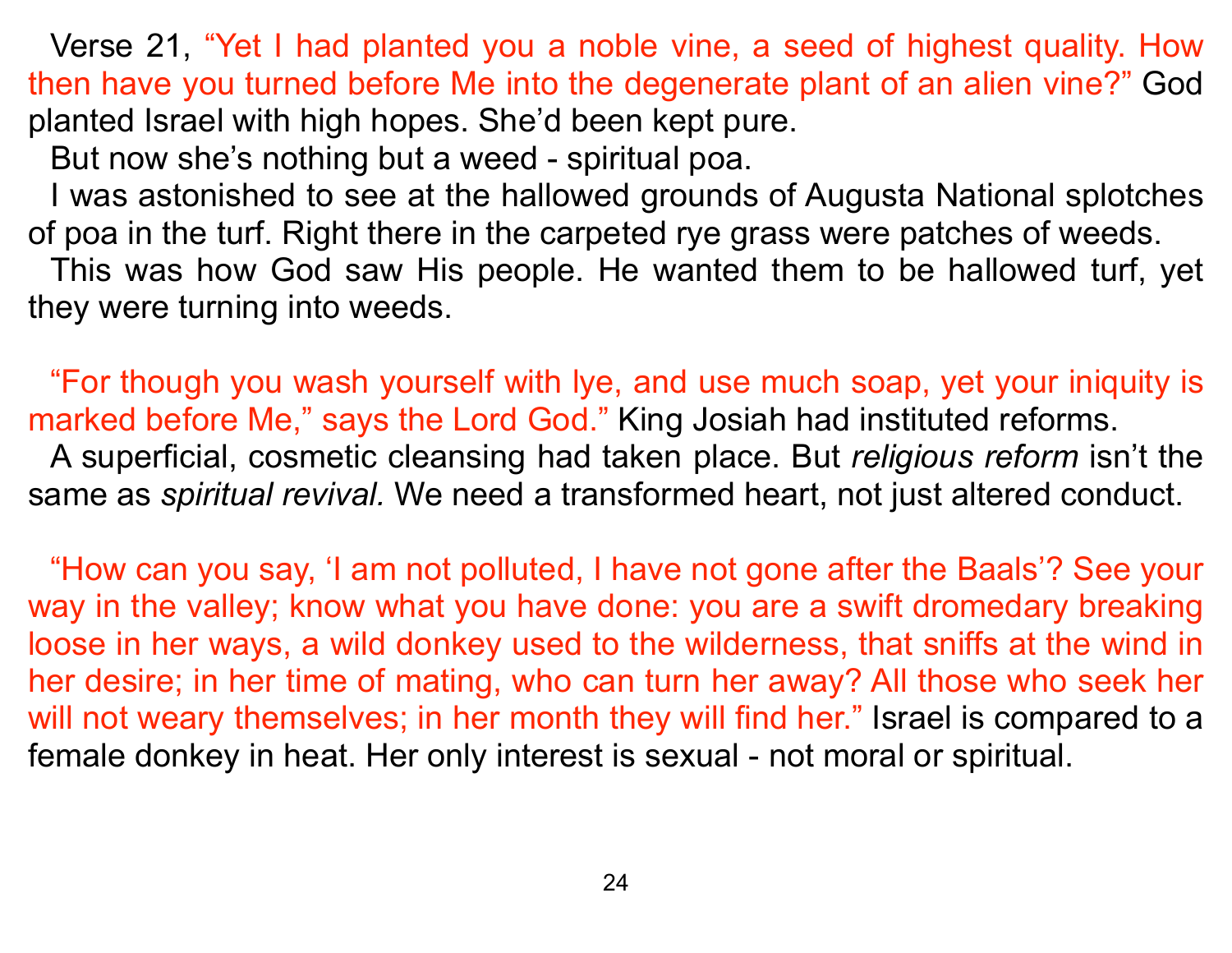Verse 21, "Yet I had planted you a noble vine, a seed of highest quality. How then have you turned before Me into the degenerate plant of an alien vine?" God planted Israel with high hopes. She'd been kept pure.

But now she's nothing but a weed - spiritual poa.

I was astonished to see at the hallowed grounds of Augusta National splotches of poa in the turf. Right there in the carpeted rye grass were patches of weeds.

This was how God saw His people. He wanted them to be hallowed turf, yet they were turning into weeds.

"For though you wash yourself with lye, and use much soap, yet your iniquity is marked before Me," says the Lord God." King Josiah had instituted reforms.

A superficial, cosmetic cleansing had taken place. But *religious reform* isn't the same as *spiritual revival.* We need a transformed heart, not just altered conduct.

"How can you say, 'I am not polluted, I have not gone after the Baals'? See your way in the valley; know what you have done: you are a swift dromedary breaking loose in her ways, a wild donkey used to the wilderness, that sniffs at the wind in her desire; in her time of mating, who can turn her away? All those who seek her will not weary themselves; in her month they will find her." Israel is compared to a female donkey in heat. Her only interest is sexual - not moral or spiritual.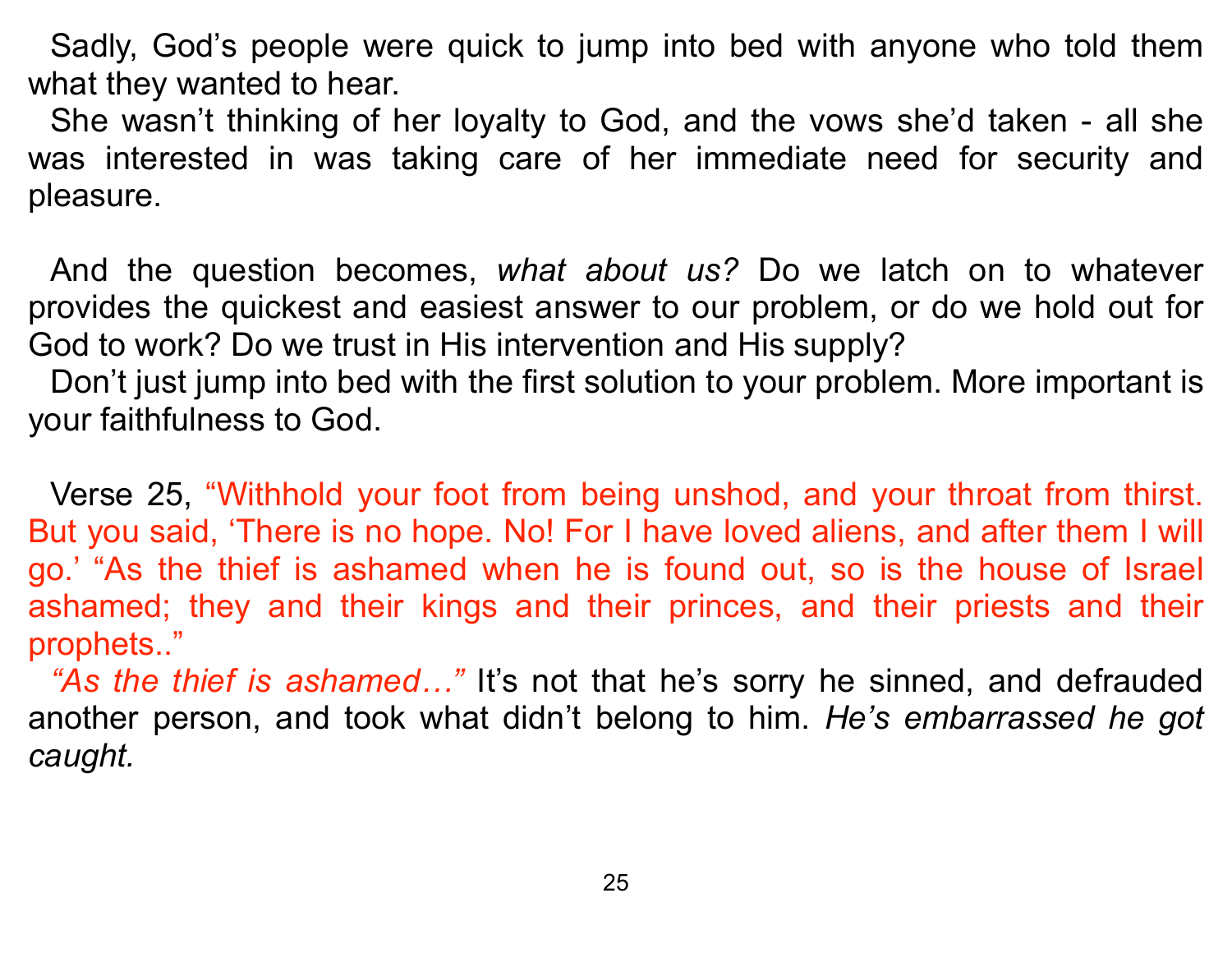Sadly, God's people were quick to jump into bed with anyone who told them what they wanted to hear.

She wasn't thinking of her loyalty to God, and the vows she'd taken - all she was interested in was taking care of her immediate need for security and pleasure.

And the question becomes, *what about us?* Do we latch on to whatever provides the quickest and easiest answer to our problem, or do we hold out for God to work? Do we trust in His intervention and His supply?

Don't just jump into bed with the first solution to your problem. More important is your faithfulness to God.

Verse 25, "Withhold your foot from being unshod, and your throat from thirst. But you said, 'There is no hope. No! For I have loved aliens, and after them I will go.' "As the thief is ashamed when he is found out, so is the house of Israel ashamed; they and their kings and their princes, and their priests and their prophets.."

*"As the thief is ashamed…"* It's not that he's sorry he sinned, and defrauded another person, and took what didn't belong to him. *He's embarrassed he got caught.*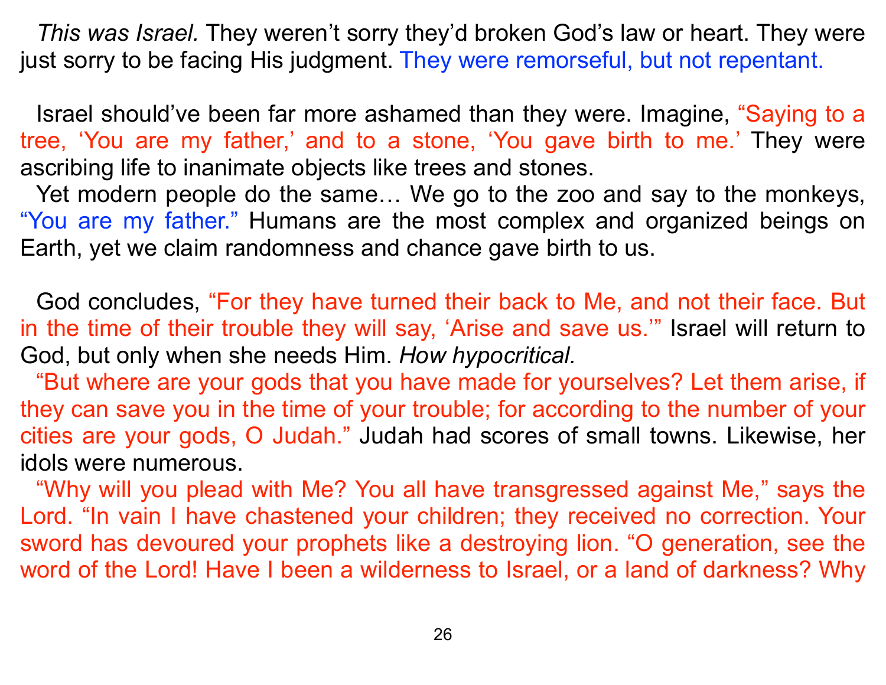*This was Israel.* They weren't sorry they'd broken God's law or heart. They were just sorry to be facing His judgment. They were remorseful, but not repentant.

Israel should've been far more ashamed than they were. Imagine, "Saying to a tree, 'You are my father,' and to a stone, 'You gave birth to me.' They were ascribing life to inanimate objects like trees and stones.

Yet modern people do the same… We go to the zoo and say to the monkeys, "You are my father." Humans are the most complex and organized beings on Earth, yet we claim randomness and chance gave birth to us.

God concludes, "For they have turned their back to Me, and not their face. But in the time of their trouble they will say, 'Arise and save us.'" Israel will return to God, but only when she needs Him. *How hypocritical.*

"But where are your gods that you have made for yourselves? Let them arise, if they can save you in the time of your trouble; for according to the number of your cities are your gods, O Judah." Judah had scores of small towns. Likewise, her idols were numerous.

"Why will you plead with Me? You all have transgressed against Me," says the Lord. "In vain I have chastened your children; they received no correction. Your sword has devoured your prophets like a destroying lion. "O generation, see the word of the Lord! Have I been a wilderness to Israel, or a land of darkness? Why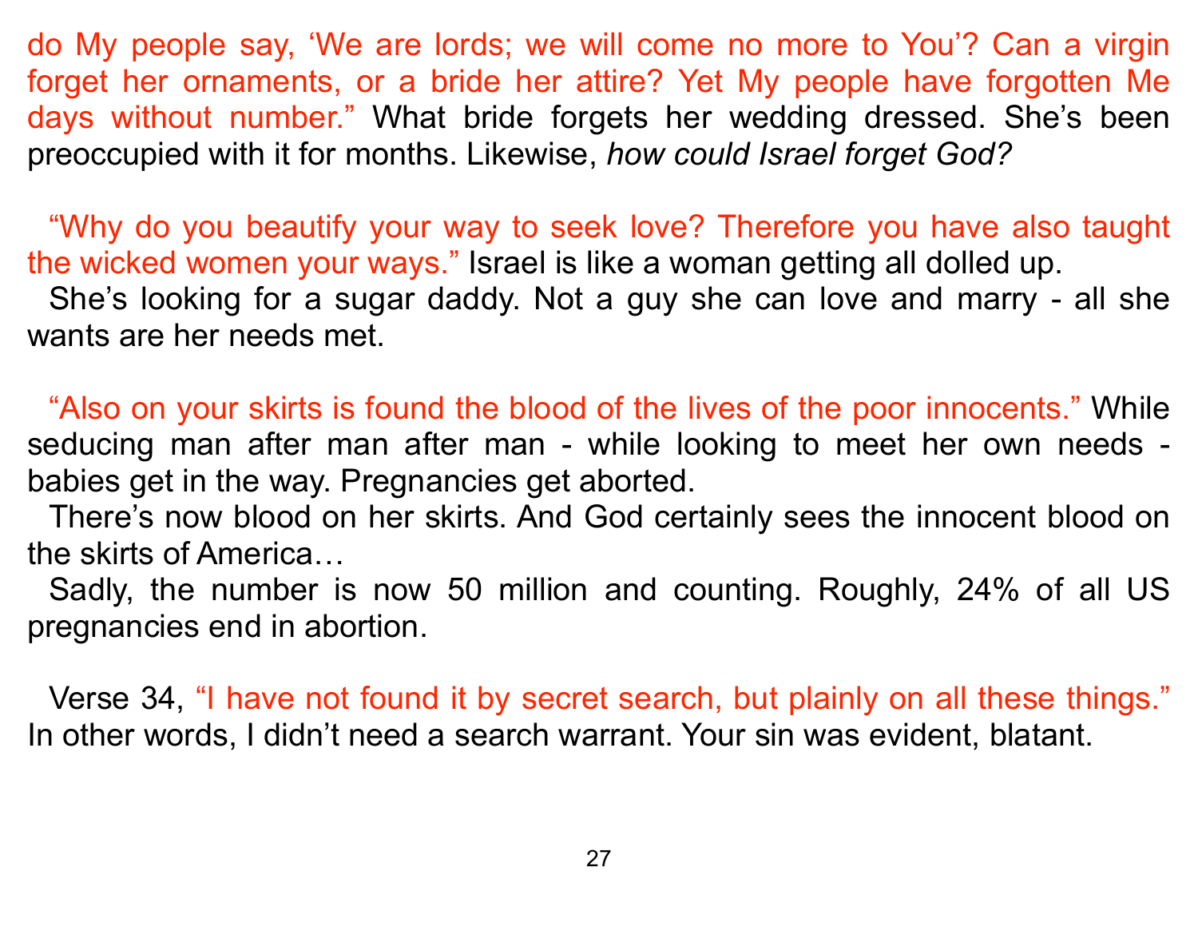do My people say, ‘We are lords; we will come no more to You’? Can a virgin forget her ornaments, or a bride her attire? Yet My people have forgotten Me days without number.” What bride forgets her wedding dressed. She’s been preoccupied with it for months. Likewise, *how could Israel forget God?*

“Why do you beautify your way to seek love? Therefore you have also taught the wicked women your ways.” Israel is like a woman getting all dolled up.

She’s looking for a sugar daddy. Not a guy she can love and marry - all she wants are her needs met.

“Also on your skirts is found the blood of the lives of the poor innocents.” While seducing man after man after man - while looking to meet her own needs - babies get in the way. Pregnancies get aborted.

There’s now blood on her skirts. And God certainly sees the innocent blood on the skirts of America…

Sadly, the number is now 50 million and counting. Roughly, 24% of all US pregnancies end in abortion.

Verse 34, “I have not found it by secret search, but plainly on all these things.” In other words, I didn’t need a search warrant. Your sin was evident, blatant.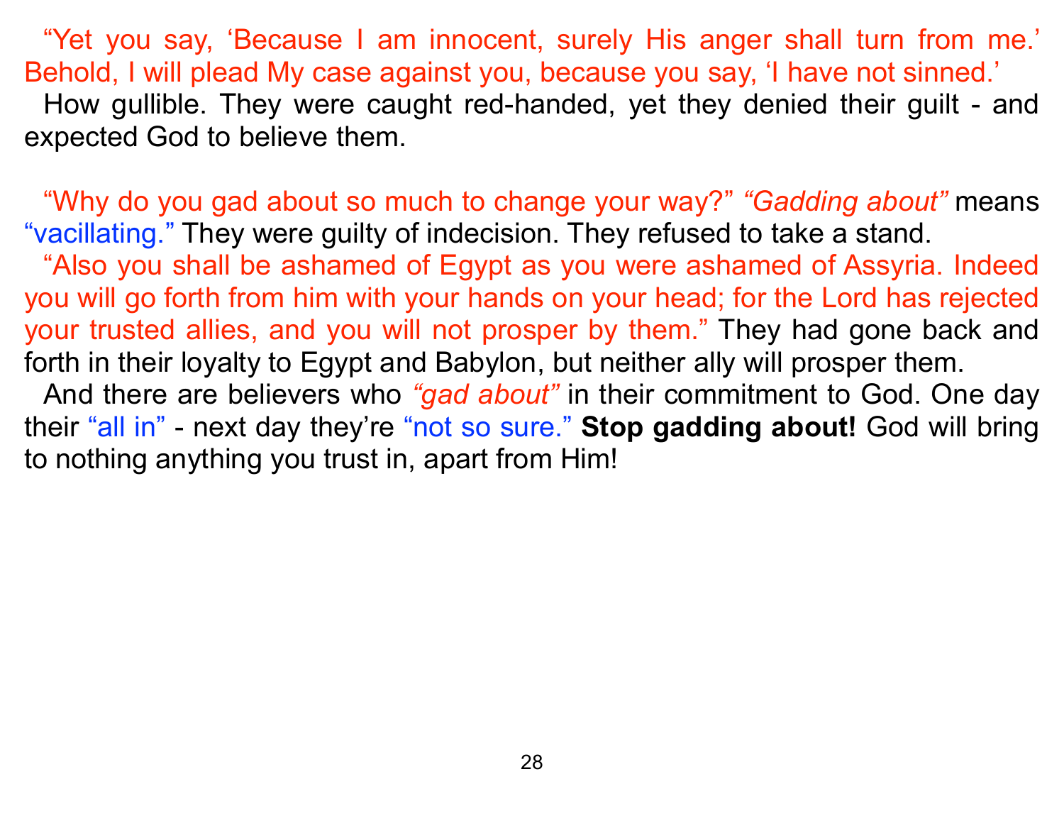"Yet you say, 'Because I am innocent, surely His anger shall turn from me.' Behold, I will plead My case against you, because you say, 'I have not sinned.'

How gullible. They were caught red-handed, yet they denied their guilt - and expected God to believe them.

"Why do you gad about so much to change your way?" *"Gadding about"* means "vacillating." They were guilty of indecision. They refused to take a stand.

"Also you shall be ashamed of Egypt as you were ashamed of Assyria. Indeed you will go forth from him with your hands on your head; for the Lord has rejected your trusted allies, and you will not prosper by them." They had gone back and forth in their loyalty to Egypt and Babylon, but neither ally will prosper them.

And there are believers who *"gad about"* in their commitment to God. One day their "all in" - next day they're "not so sure." **Stop gadding about!** God will bring to nothing anything you trust in, apart from Him!